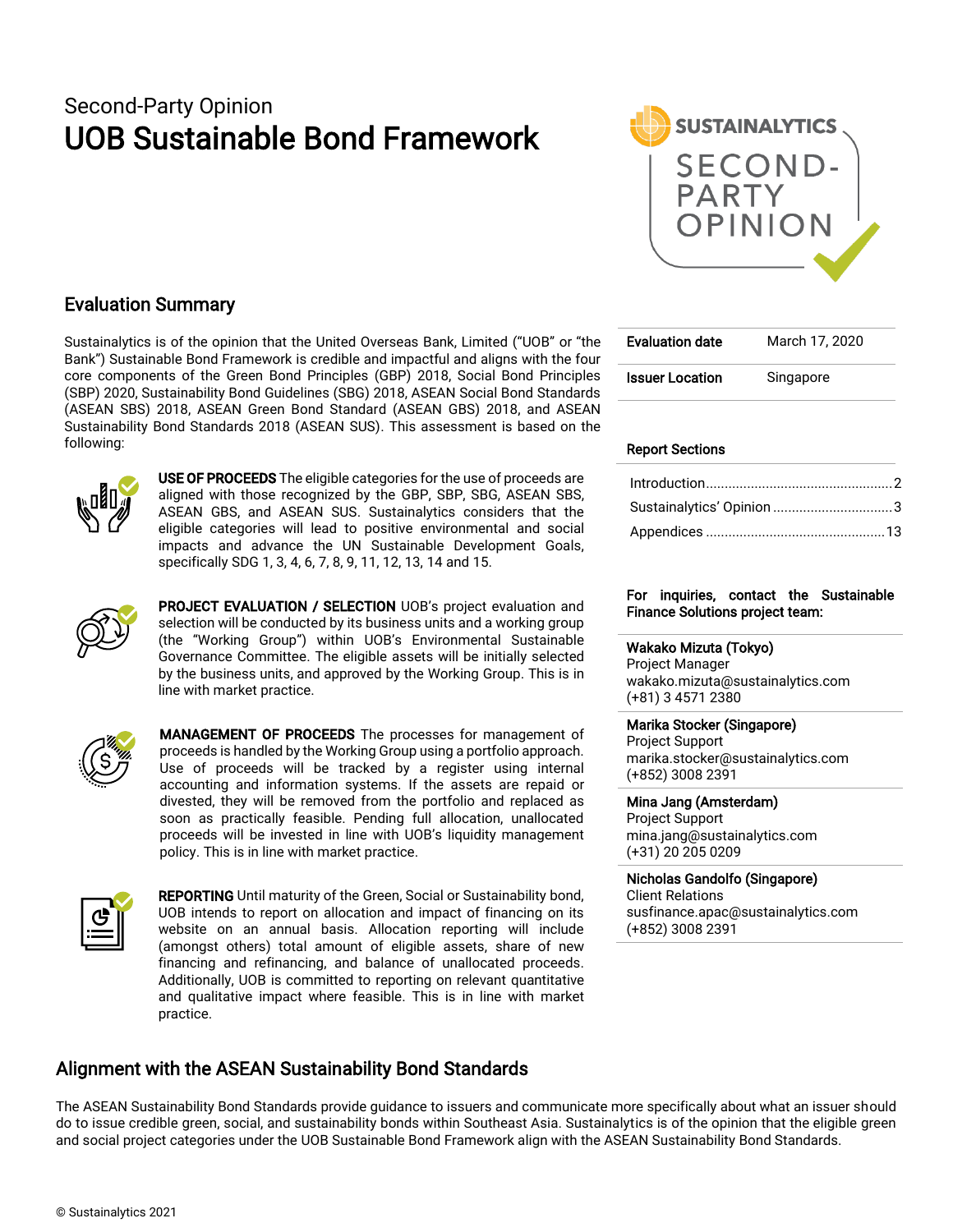Second-Party Opinion

# UOB Sustainable Bond Framework

## Evaluation Summary

Sustainalytics is of the opinion that the United Overseas Bank, Limited ("UOB" or "the Bank") Sustainable Bond Framework is credible and impactful and aligns with the four core components of the Green Bond Principles (GBP) 2018, Social Bond Principles (SBP) 2020, Sustainability Bond Guidelines (SBG) 2018, ASEAN Social Bond Standards (ASEAN SBS) 2018, ASEAN Green Bond Standard (ASEAN GBS) 2018, and ASEAN Sustainability Bond Standards 2018 (ASEAN SUS). This assessment is based on the following:

**USE OF PROCEEDS** The eligible categories for the use of proceeds are aligned with those recognized by the GBP, SBP, SBG, ASEAN SBS, ASEAN GBS, and ASEAN SUS. Sustainalytics considers that the eligible categories will lead to positive environmental and social impacts and advance the UN Sustainable Development Goals, specifically SDG 1, 3, 4, 6, 7, 8, 9, 11, 12, 13, 14 and 15.

**PROJECT EVALUATION / SELECTION** UOB's project evaluation and selection will be conducted by its business units and a working group (the "Working Group") within UOB's Environmental Sustainable Governance Committee. The eligible assets will be initially selected by the business units, and approved by the Working Group. This is in line with market practice.

**MANAGEMENT OF PROCEEDS** The processes for management of proceeds is handled by the Working Group using a portfolio approach. Use of proceeds will be tracked by a register using internal accounting and information systems. If the assets are repaid or divested, they will be removed from the portfolio and replaced as soon as practically feasible. Pending full allocation, unallocated proceeds will be invested in line with UOB's liquidity management policy. This is in line with market practice.

**REPORTING** Until maturity of the Green, Social or Sustainability bond, UOB intends to report on allocation and impact of financing on its website on an annual basis. Allocation reporting will include (amongst others) total amount of eligible assets, share of new financing and refinancing, and balance of unallocated proceeds. Additionally, UOB is committed to reporting on relevant quantitative and qualitative impact where feasible. This is in line with market practice.

| | |
|---|---|
| **Evaluation date** | March 17, 2020 |
| **Issuer Location** | Singapore |

**Report Sections**

- Introduction .......... 2
- Sustainalytics' Opinion .......... 3
- Appendices .......... 13

**For inquiries, contact the Sustainable Finance Solutions project team:**

**Wakako Mizuta (Tokyo)**
Project Manager
wakako.mizuta@sustainalytics.com
(+81) 3 4571 2380

**Marika Stocker (Singapore)**
Project Support
marika.stocker@sustainalytics.com
(+852) 3008 2391

**Mina Jang (Amsterdam)**
Project Support
mina.jang@sustainalytics.com
(+31) 20 205 0209

**Nicholas Gandolfo (Singapore)**
Client Relations
susfinance.apac@sustainalytics.com
(+852) 3008 2391

## Alignment with the ASEAN Sustainability Bond Standards

The ASEAN Sustainability Bond Standards provide guidance to issuers and communicate more specifically about what an issuer should do to issue credible green, social, and sustainability bonds within Southeast Asia. Sustainalytics is of the opinion that the eligible green and social project categories under the UOB Sustainable Bond Framework align with the ASEAN Sustainability Bond Standards.

© Sustainalytics 2021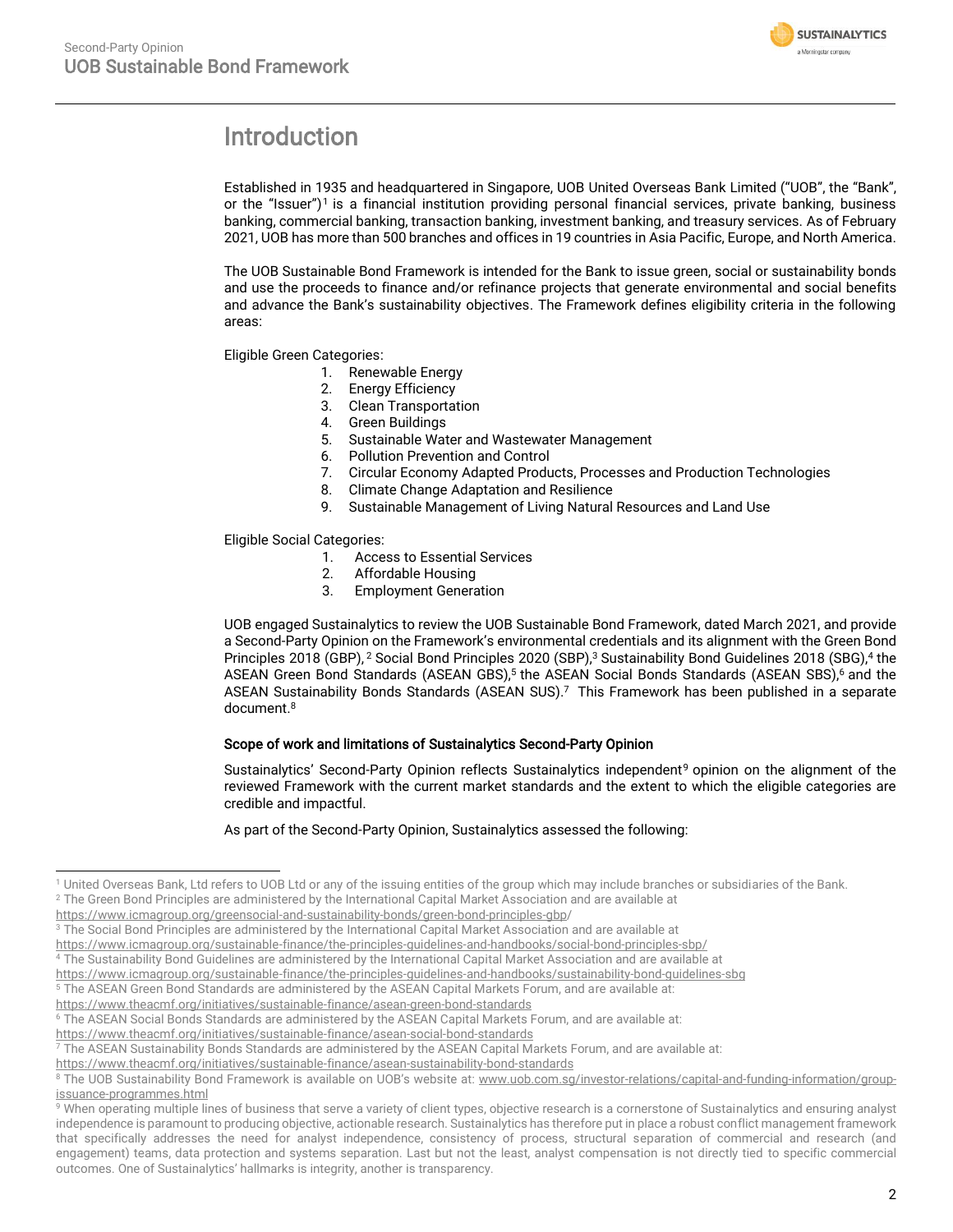# Introduction

Established in 1935 and headquartered in Singapore, UOB United Overseas Bank Limited ("UOB", the "Bank", or the "Issuer")[1] is a financial institution providing personal financial services, private banking, business banking, commercial banking, transaction banking, investment banking, and treasury services. As of February 2021, UOB has more than 500 branches and offices in 19 countries in Asia Pacific, Europe, and North America.

The UOB Sustainable Bond Framework is intended for the Bank to issue green, social or sustainability bonds and use the proceeds to finance and/or refinance projects that generate environmental and social benefits and advance the Bank's sustainability objectives. The Framework defines eligibility criteria in the following areas:

Eligible Green Categories:

1. Renewable Energy
2. Energy Efficiency
3. Clean Transportation
4. Green Buildings
5. Sustainable Water and Wastewater Management
6. Pollution Prevention and Control
7. Circular Economy Adapted Products, Processes and Production Technologies
8. Climate Change Adaptation and Resilience
9. Sustainable Management of Living Natural Resources and Land Use

Eligible Social Categories:

1. Access to Essential Services
2. Affordable Housing
3. Employment Generation

UOB engaged Sustainalytics to review the UOB Sustainable Bond Framework, dated March 2021, and provide a Second-Party Opinion on the Framework's environmental credentials and its alignment with the Green Bond Principles 2018 (GBP),[2] Social Bond Principles 2020 (SBP),[3] Sustainability Bond Guidelines 2018 (SBG),[4] the ASEAN Green Bond Standards (ASEAN GBS),[5] the ASEAN Social Bonds Standards (ASEAN SBS),[6] and the ASEAN Sustainability Bonds Standards (ASEAN SUS).[7] This Framework has been published in a separate document.[8]

**Scope of work and limitations of Sustainalytics Second-Party Opinion**

Sustainalytics' Second-Party Opinion reflects Sustainalytics independent[9] opinion on the alignment of the reviewed Framework with the current market standards and the extent to which the eligible categories are credible and impactful.

As part of the Second-Party Opinion, Sustainalytics assessed the following:

---

[1] United Overseas Bank, Ltd refers to UOB Ltd or any of the issuing entities of the group which may include branches or subsidiaries of the Bank.

[2] The Green Bond Principles are administered by the International Capital Market Association and are available at https://www.icmagroup.org/greensocial-and-sustainability-bonds/green-bond-principles-gbp/

[3] The Social Bond Principles are administered by the International Capital Market Association and are available at https://www.icmagroup.org/sustainable-finance/the-principles-guidelines-and-handbooks/social-bond-principles-sbp/

[4] The Sustainability Bond Guidelines are administered by the International Capital Market Association and are available at https://www.icmagroup.org/sustainable-finance/the-principles-guidelines-and-handbooks/sustainability-bond-guidelines-sbg

[5] The ASEAN Green Bond Standards are administered by the ASEAN Capital Markets Forum, and are available at: https://www.theacmf.org/initiatives/sustainable-finance/asean-green-bond-standards

[6] The ASEAN Social Bonds Standards are administered by the ASEAN Capital Markets Forum, and are available at: https://www.theacmf.org/initiatives/sustainable-finance/asean-social-bond-standards

[7] The ASEAN Sustainability Bonds Standards are administered by the ASEAN Capital Markets Forum, and are available at: https://www.theacmf.org/initiatives/sustainable-finance/asean-sustainability-bond-standards

[8] The UOB Sustainability Bond Framework is available on UOB's website at: www.uob.com.sg/investor-relations/capital-and-funding-information/group-issuance-programmes.html

[9] When operating multiple lines of business that serve a variety of client types, objective research is a cornerstone of Sustainalytics and ensuring analyst independence is paramount to producing objective, actionable research. Sustainalytics has therefore put in place a robust conflict management framework that specifically addresses the need for analyst independence, consistency of process, structural separation of commercial and research (and engagement) teams, data protection and systems separation. Last but not the least, analyst compensation is not directly tied to specific commercial outcomes. One of Sustainalytics' hallmarks is integrity, another is transparency.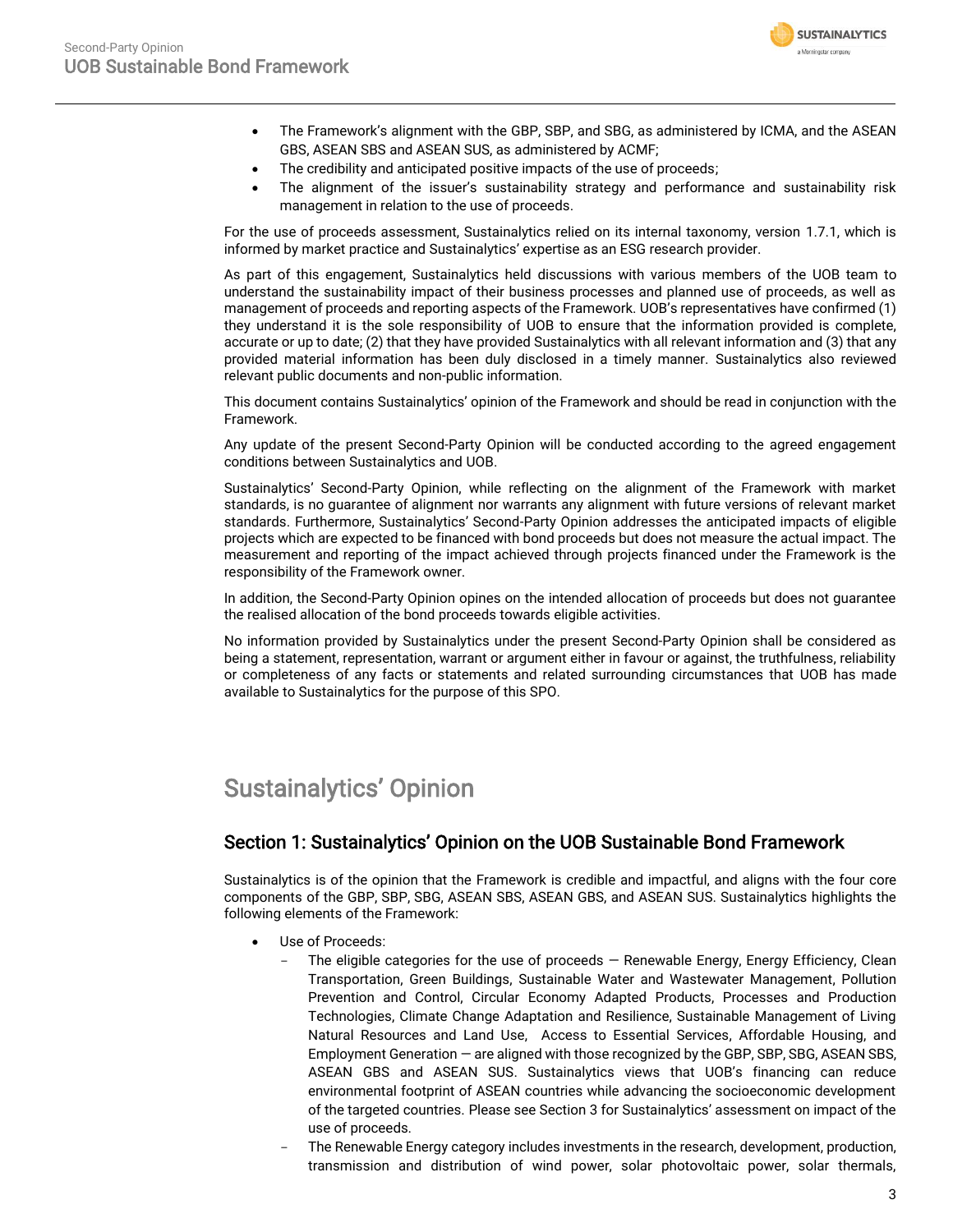- The Framework's alignment with the GBP, SBP, and SBG, as administered by ICMA, and the ASEAN GBS, ASEAN SBS and ASEAN SUS, as administered by ACMF;
- The credibility and anticipated positive impacts of the use of proceeds;
- The alignment of the issuer's sustainability strategy and performance and sustainability risk management in relation to the use of proceeds.

For the use of proceeds assessment, Sustainalytics relied on its internal taxonomy, version 1.7.1, which is informed by market practice and Sustainalytics' expertise as an ESG research provider.

As part of this engagement, Sustainalytics held discussions with various members of the UOB team to understand the sustainability impact of their business processes and planned use of proceeds, as well as management of proceeds and reporting aspects of the Framework. UOB's representatives have confirmed (1) they understand it is the sole responsibility of UOB to ensure that the information provided is complete, accurate or up to date; (2) that they have provided Sustainalytics with all relevant information and (3) that any provided material information has been duly disclosed in a timely manner. Sustainalytics also reviewed relevant public documents and non-public information.

This document contains Sustainalytics' opinion of the Framework and should be read in conjunction with the Framework.

Any update of the present Second-Party Opinion will be conducted according to the agreed engagement conditions between Sustainalytics and UOB.

Sustainalytics' Second-Party Opinion, while reflecting on the alignment of the Framework with market standards, is no guarantee of alignment nor warrants any alignment with future versions of relevant market standards. Furthermore, Sustainalytics' Second-Party Opinion addresses the anticipated impacts of eligible projects which are expected to be financed with bond proceeds but does not measure the actual impact. The measurement and reporting of the impact achieved through projects financed under the Framework is the responsibility of the Framework owner.

In addition, the Second-Party Opinion opines on the intended allocation of proceeds but does not guarantee the realised allocation of the bond proceeds towards eligible activities.

No information provided by Sustainalytics under the present Second-Party Opinion shall be considered as being a statement, representation, warrant or argument either in favour or against, the truthfulness, reliability or completeness of any facts or statements and related surrounding circumstances that UOB has made available to Sustainalytics for the purpose of this SPO.

# Sustainalytics' Opinion

## Section 1: Sustainalytics' Opinion on the UOB Sustainable Bond Framework

Sustainalytics is of the opinion that the Framework is credible and impactful, and aligns with the four core components of the GBP, SBP, SBG, ASEAN SBS, ASEAN GBS, and ASEAN SUS. Sustainalytics highlights the following elements of the Framework:

- Use of Proceeds:
  - The eligible categories for the use of proceeds — Renewable Energy, Energy Efficiency, Clean Transportation, Green Buildings, Sustainable Water and Wastewater Management, Pollution Prevention and Control, Circular Economy Adapted Products, Processes and Production Technologies, Climate Change Adaptation and Resilience, Sustainable Management of Living Natural Resources and Land Use, Access to Essential Services, Affordable Housing, and Employment Generation — are aligned with those recognized by the GBP, SBP, SBG, ASEAN SBS, ASEAN GBS and ASEAN SUS. Sustainalytics views that UOB's financing can reduce environmental footprint of ASEAN countries while advancing the socioeconomic development of the targeted countries. Please see Section 3 for Sustainalytics' assessment on impact of the use of proceeds.
  - The Renewable Energy category includes investments in the research, development, production, transmission and distribution of wind power, solar photovoltaic power, solar thermals,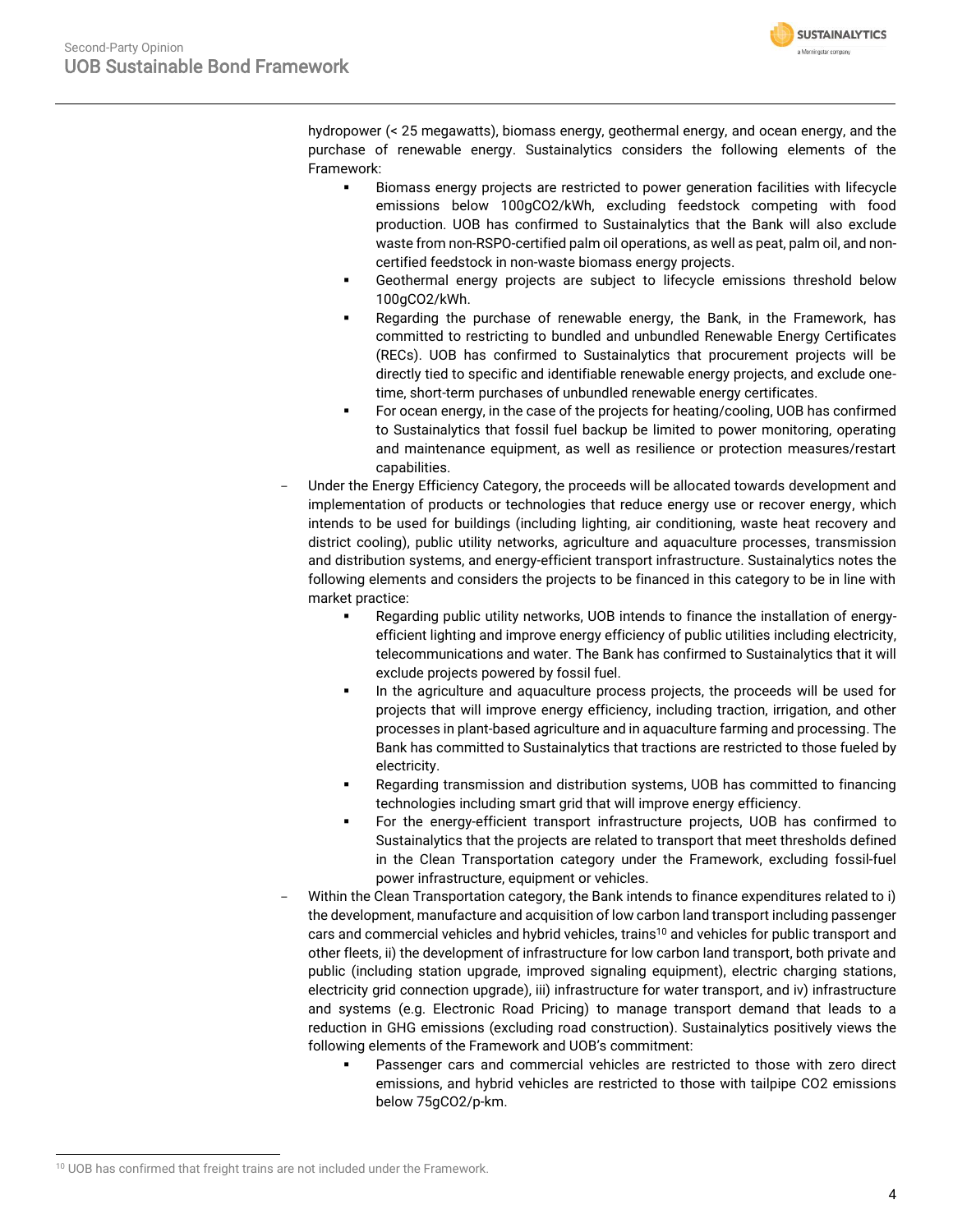hydropower (< 25 megawatts), biomass energy, geothermal energy, and ocean energy, and the purchase of renewable energy. Sustainalytics considers the following elements of the Framework:

- Biomass energy projects are restricted to power generation facilities with lifecycle emissions below 100g$CO_2$/kWh, excluding feedstock competing with food production. UOB has confirmed to Sustainalytics that the Bank will also exclude waste from non-RSPO-certified palm oil operations, as well as peat, palm oil, and non-certified feedstock in non-waste biomass energy projects.
- Geothermal energy projects are subject to lifecycle emissions threshold below 100g$CO_2$/kWh.
- Regarding the purchase of renewable energy, the Bank, in the Framework, has committed to restricting to bundled and unbundled Renewable Energy Certificates (RECs). UOB has confirmed to Sustainalytics that procurement projects will be directly tied to specific and identifiable renewable energy projects, and exclude one-time, short-term purchases of unbundled renewable energy certificates.
- For ocean energy, in the case of the projects for heating/cooling, UOB has confirmed to Sustainalytics that fossil fuel backup be limited to power monitoring, operating and maintenance equipment, as well as resilience or protection measures/restart capabilities.

- Under the Energy Efficiency Category, the proceeds will be allocated towards development and implementation of products or technologies that reduce energy use or recover energy, which intends to be used for buildings (including lighting, air conditioning, waste heat recovery and district cooling), public utility networks, agriculture and aquaculture processes, transmission and distribution systems, and energy-efficient transport infrastructure. Sustainalytics notes the following elements and considers the projects to be financed in this category to be in line with market practice:
  - Regarding public utility networks, UOB intends to finance the installation of energy-efficient lighting and improve energy efficiency of public utilities including electricity, telecommunications and water. The Bank has confirmed to Sustainalytics that it will exclude projects powered by fossil fuel.
  - In the agriculture and aquaculture process projects, the proceeds will be used for projects that will improve energy efficiency, including traction, irrigation, and other processes in plant-based agriculture and in aquaculture farming and processing. The Bank has committed to Sustainalytics that tractions are restricted to those fueled by electricity.
  - Regarding transmission and distribution systems, UOB has committed to financing technologies including smart grid that will improve energy efficiency.
  - For the energy-efficient transport infrastructure projects, UOB has confirmed to Sustainalytics that the projects are related to transport that meet thresholds defined in the Clean Transportation category under the Framework, excluding fossil-fuel power infrastructure, equipment or vehicles.

- Within the Clean Transportation category, the Bank intends to finance expenditures related to i) the development, manufacture and acquisition of low carbon land transport including passenger cars and commercial vehicles and hybrid vehicles, trains[10] and vehicles for public transport and other fleets, ii) the development of infrastructure for low carbon land transport, both private and public (including station upgrade, improved signaling equipment), electric charging stations, electricity grid connection upgrade), iii) infrastructure for water transport, and iv) infrastructure and systems (e.g. Electronic Road Pricing) to manage transport demand that leads to a reduction in GHG emissions (excluding road construction). Sustainalytics positively views the following elements of the Framework and UOB's commitment:
  - Passenger cars and commercial vehicles are restricted to those with zero direct emissions, and hybrid vehicles are restricted to those with tailpipe $CO_2$ emissions below 75g$CO_2$/p-km.

[10] UOB has confirmed that freight trains are not included under the Framework.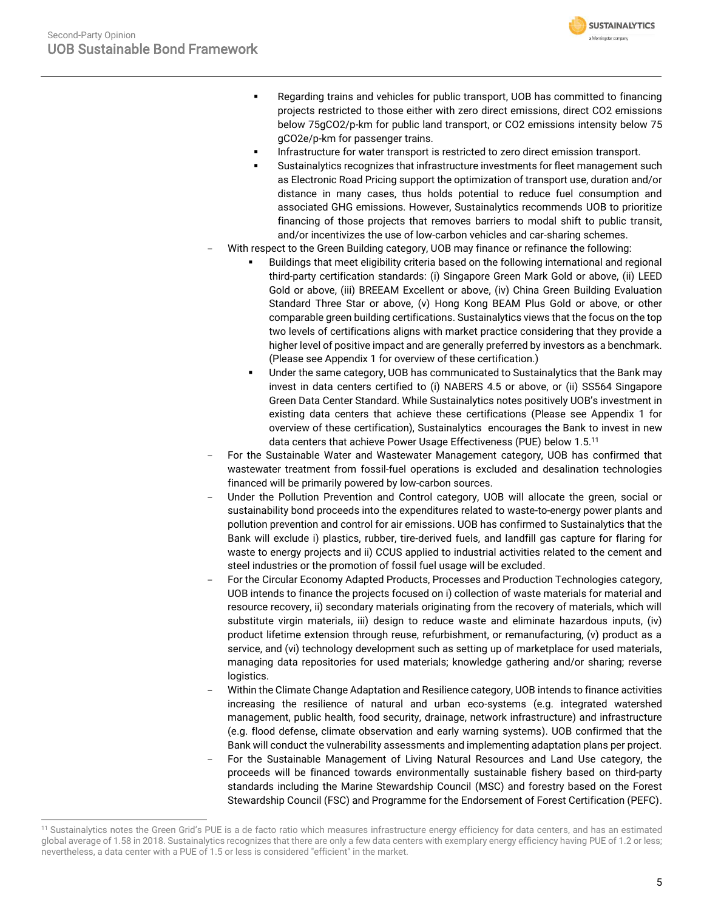- Regarding trains and vehicles for public transport, UOB has committed to financing projects restricted to those either with zero direct emissions, direct $CO_2$ emissions below 75g$CO_2$/p-km for public land transport, or $CO_2$ emissions intensity below 75 g$CO_2$e/p-km for passenger trains.
  - Infrastructure for water transport is restricted to zero direct emission transport.
  - Sustainalytics recognizes that infrastructure investments for fleet management such as Electronic Road Pricing support the optimization of transport use, duration and/or distance in many cases, thus holds potential to reduce fuel consumption and associated GHG emissions. However, Sustainalytics recommends UOB to prioritize financing of those projects that removes barriers to modal shift to public transit, and/or incentivizes the use of low-carbon vehicles and car-sharing schemes.
- With respect to the Green Building category, UOB may finance or refinance the following:
  - Buildings that meet eligibility criteria based on the following international and regional third-party certification standards: (i) Singapore Green Mark Gold or above, (ii) LEED Gold or above, (iii) BREEAM Excellent or above, (iv) China Green Building Evaluation Standard Three Star or above, (v) Hong Kong BEAM Plus Gold or above, or other comparable green building certifications. Sustainalytics views that the focus on the top two levels of certifications aligns with market practice considering that they provide a higher level of positive impact and are generally preferred by investors as a benchmark. (Please see Appendix 1 for overview of these certification.)
  - Under the same category, UOB has communicated to Sustainalytics that the Bank may invest in data centers certified to (i) NABERS 4.5 or above, or (ii) SS564 Singapore Green Data Center Standard. While Sustainalytics notes positively UOB's investment in existing data centers that achieve these certifications (Please see Appendix 1 for overview of these certification), Sustainalytics encourages the Bank to invest in new data centers that achieve Power Usage Effectiveness (PUE) below 1.5.[11]
- For the Sustainable Water and Wastewater Management category, UOB has confirmed that wastewater treatment from fossil-fuel operations is excluded and desalination technologies financed will be primarily powered by low-carbon sources.
- Under the Pollution Prevention and Control category, UOB will allocate the green, social or sustainability bond proceeds into the expenditures related to waste-to-energy power plants and pollution prevention and control for air emissions. UOB has confirmed to Sustainalytics that the Bank will exclude i) plastics, rubber, tire-derived fuels, and landfill gas capture for flaring for waste to energy projects and ii) CCUS applied to industrial activities related to the cement and steel industries or the promotion of fossil fuel usage will be excluded.
- For the Circular Economy Adapted Products, Processes and Production Technologies category, UOB intends to finance the projects focused on i) collection of waste materials for material and resource recovery, ii) secondary materials originating from the recovery of materials, which will substitute virgin materials, iii) design to reduce waste and eliminate hazardous inputs, (iv) product lifetime extension through reuse, refurbishment, or remanufacturing, (v) product as a service, and (vi) technology development such as setting up of marketplace for used materials, managing data repositories for used materials; knowledge gathering and/or sharing; reverse logistics.
- Within the Climate Change Adaptation and Resilience category, UOB intends to finance activities increasing the resilience of natural and urban eco-systems (e.g. integrated watershed management, public health, food security, drainage, network infrastructure) and infrastructure (e.g. flood defense, climate observation and early warning systems). UOB confirmed that the Bank will conduct the vulnerability assessments and implementing adaptation plans per project.
- For the Sustainable Management of Living Natural Resources and Land Use category, the proceeds will be financed towards environmentally sustainable fishery based on third-party standards including the Marine Stewardship Council (MSC) and forestry based on the Forest Stewardship Council (FSC) and Programme for the Endorsement of Forest Certification (PEFC).

[11] Sustainalytics notes the Green Grid's PUE is a de facto ratio which measures infrastructure energy efficiency for data centers, and has an estimated global average of 1.58 in 2018. Sustainalytics recognizes that there are only a few data centers with exemplary energy efficiency having PUE of 1.2 or less; nevertheless, a data center with a PUE of 1.5 or less is considered "efficient" in the market.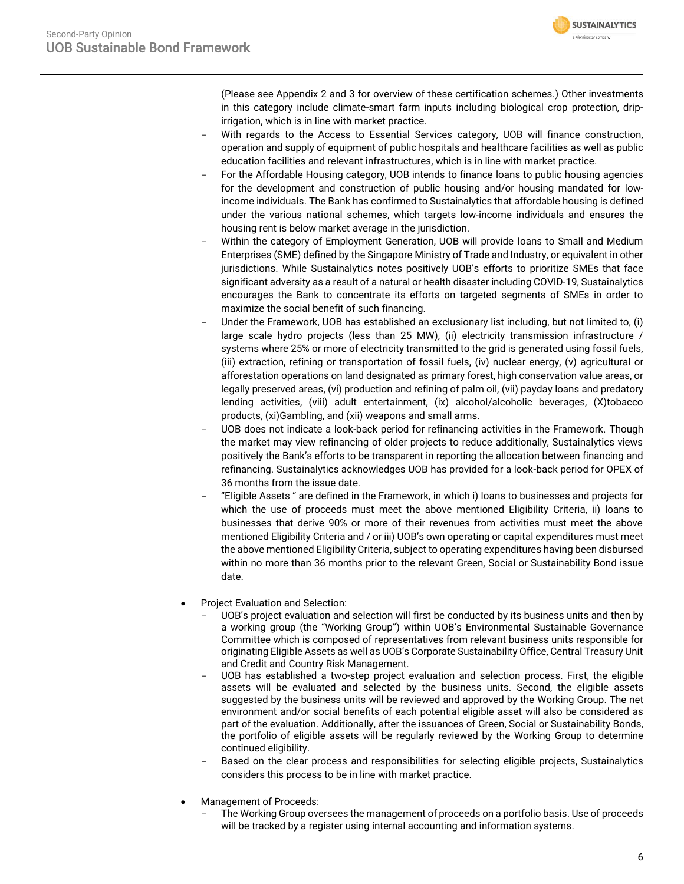(Please see Appendix 2 and 3 for overview of these certification schemes.) Other investments in this category include climate-smart farm inputs including biological crop protection, drip-irrigation, which is in line with market practice.

- With regards to the Access to Essential Services category, UOB will finance construction, operation and supply of equipment of public hospitals and healthcare facilities as well as public education facilities and relevant infrastructures, which is in line with market practice.
- For the Affordable Housing category, UOB intends to finance loans to public housing agencies for the development and construction of public housing and/or housing mandated for low-income individuals. The Bank has confirmed to Sustainalytics that affordable housing is defined under the various national schemes, which targets low-income individuals and ensures the housing rent is below market average in the jurisdiction.
- Within the category of Employment Generation, UOB will provide loans to Small and Medium Enterprises (SME) defined by the Singapore Ministry of Trade and Industry, or equivalent in other jurisdictions. While Sustainalytics notes positively UOB's efforts to prioritize SMEs that face significant adversity as a result of a natural or health disaster including COVID-19, Sustainalytics encourages the Bank to concentrate its efforts on targeted segments of SMEs in order to maximize the social benefit of such financing.
- Under the Framework, UOB has established an exclusionary list including, but not limited to, (i) large scale hydro projects (less than 25 MW), (ii) electricity transmission infrastructure / systems where 25% or more of electricity transmitted to the grid is generated using fossil fuels, (iii) extraction, refining or transportation of fossil fuels, (iv) nuclear energy, (v) agricultural or afforestation operations on land designated as primary forest, high conservation value areas, or legally preserved areas, (vi) production and refining of palm oil, (vii) payday loans and predatory lending activities, (viii) adult entertainment, (ix) alcohol/alcoholic beverages, (X)tobacco products, (xi)Gambling, and (xii) weapons and small arms.
- UOB does not indicate a look-back period for refinancing activities in the Framework. Though the market may view refinancing of older projects to reduce additionally, Sustainalytics views positively the Bank's efforts to be transparent in reporting the allocation between financing and refinancing. Sustainalytics acknowledges UOB has provided for a look-back period for OPEX of 36 months from the issue date.
- "Eligible Assets " are defined in the Framework, in which i) loans to businesses and projects for which the use of proceeds must meet the above mentioned Eligibility Criteria, ii) loans to businesses that derive 90% or more of their revenues from activities must meet the above mentioned Eligibility Criteria and / or iii) UOB's own operating or capital expenditures must meet the above mentioned Eligibility Criteria, subject to operating expenditures having been disbursed within no more than 36 months prior to the relevant Green, Social or Sustainability Bond issue date.

- Project Evaluation and Selection:
  - UOB's project evaluation and selection will first be conducted by its business units and then by a working group (the "Working Group") within UOB's Environmental Sustainable Governance Committee which is composed of representatives from relevant business units responsible for originating Eligible Assets as well as UOB's Corporate Sustainability Office, Central Treasury Unit and Credit and Country Risk Management.
  - UOB has established a two-step project evaluation and selection process. First, the eligible assets will be evaluated and selected by the business units. Second, the eligible assets suggested by the business units will be reviewed and approved by the Working Group. The net environment and/or social benefits of each potential eligible asset will also be considered as part of the evaluation. Additionally, after the issuances of Green, Social or Sustainability Bonds, the portfolio of eligible assets will be regularly reviewed by the Working Group to determine continued eligibility.
  - Based on the clear process and responsibilities for selecting eligible projects, Sustainalytics considers this process to be in line with market practice.

- Management of Proceeds:
  - The Working Group oversees the management of proceeds on a portfolio basis. Use of proceeds will be tracked by a register using internal accounting and information systems.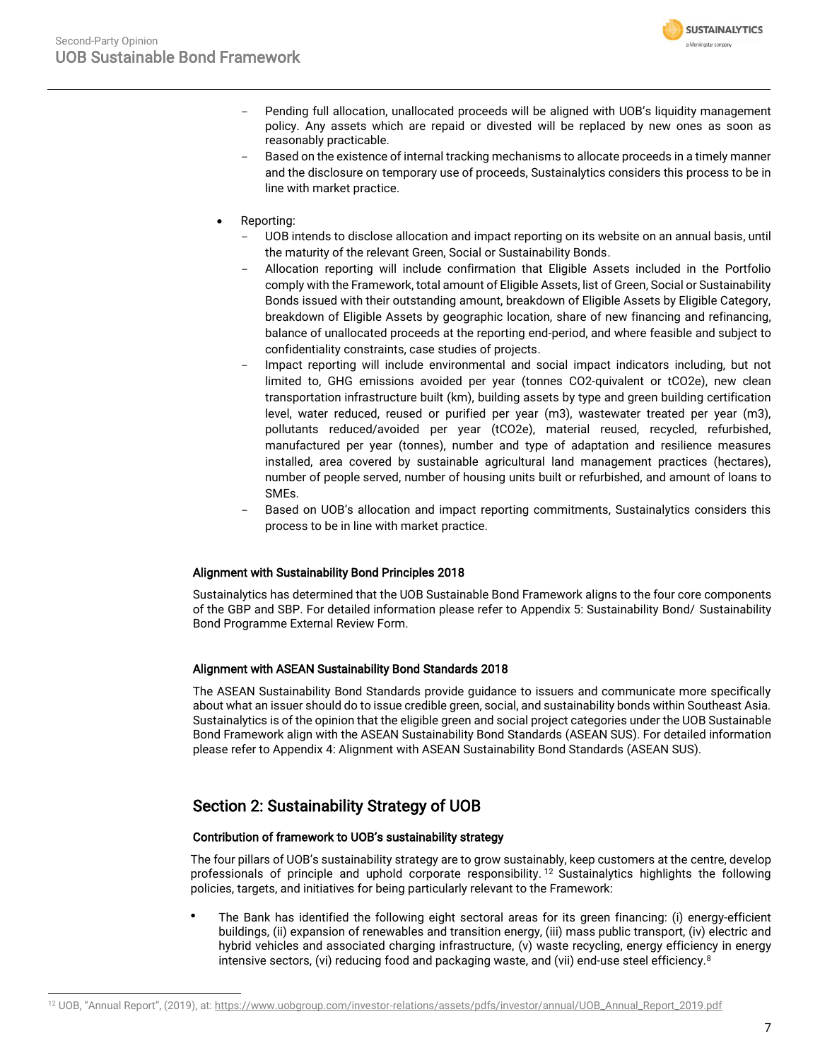- Pending full allocation, unallocated proceeds will be aligned with UOB's liquidity management policy. Any assets which are repaid or divested will be replaced by new ones as soon as reasonably practicable.
  - Based on the existence of internal tracking mechanisms to allocate proceeds in a timely manner and the disclosure on temporary use of proceeds, Sustainalytics considers this process to be in line with market practice.

- Reporting:
  - UOB intends to disclose allocation and impact reporting on its website on an annual basis, until the maturity of the relevant Green, Social or Sustainability Bonds.
  - Allocation reporting will include confirmation that Eligible Assets included in the Portfolio comply with the Framework, total amount of Eligible Assets, list of Green, Social or Sustainability Bonds issued with their outstanding amount, breakdown of Eligible Assets by Eligible Category, breakdown of Eligible Assets by geographic location, share of new financing and refinancing, balance of unallocated proceeds at the reporting end-period, and where feasible and subject to confidentiality constraints, case studies of projects.
  - Impact reporting will include environmental and social impact indicators including, but not limited to, GHG emissions avoided per year (tonnes CO2-quivalent or tCO2e), new clean transportation infrastructure built (km), building assets by type and green building certification level, water reduced, reused or purified per year (m3), wastewater treated per year (m3), pollutants reduced/avoided per year (tCO2e), material reused, recycled, refurbished, manufactured per year (tonnes), number and type of adaptation and resilience measures installed, area covered by sustainable agricultural land management practices (hectares), number of people served, number of housing units built or refurbished, and amount of loans to SMEs.
  - Based on UOB's allocation and impact reporting commitments, Sustainalytics considers this process to be in line with market practice.

### Alignment with Sustainability Bond Principles 2018

Sustainalytics has determined that the UOB Sustainable Bond Framework aligns to the four core components of the GBP and SBP. For detailed information please refer to Appendix 5: Sustainability Bond/ Sustainability Bond Programme External Review Form.

### Alignment with ASEAN Sustainability Bond Standards 2018

The ASEAN Sustainability Bond Standards provide guidance to issuers and communicate more specifically about what an issuer should do to issue credible green, social, and sustainability bonds within Southeast Asia. Sustainalytics is of the opinion that the eligible green and social project categories under the UOB Sustainable Bond Framework align with the ASEAN Sustainability Bond Standards (ASEAN SUS). For detailed information please refer to Appendix 4: Alignment with ASEAN Sustainability Bond Standards (ASEAN SUS).

## Section 2: Sustainability Strategy of UOB

### Contribution of framework to UOB's sustainability strategy

The four pillars of UOB's sustainability strategy are to grow sustainably, keep customers at the centre, develop professionals of principle and uphold corporate responsibility.[12] Sustainalytics highlights the following policies, targets, and initiatives for being particularly relevant to the Framework:

- The Bank has identified the following eight sectoral areas for its green financing: (i) energy-efficient buildings, (ii) expansion of renewables and transition energy, (iii) mass public transport, (iv) electric and hybrid vehicles and associated charging infrastructure, (v) waste recycling, energy efficiency in energy intensive sectors, (vi) reducing food and packaging waste, and (vii) end-use steel efficiency.[8]

[12] UOB, "Annual Report", (2019), at: https://www.uobgroup.com/investor-relations/assets/pdfs/investor/annual/UOB_Annual_Report_2019.pdf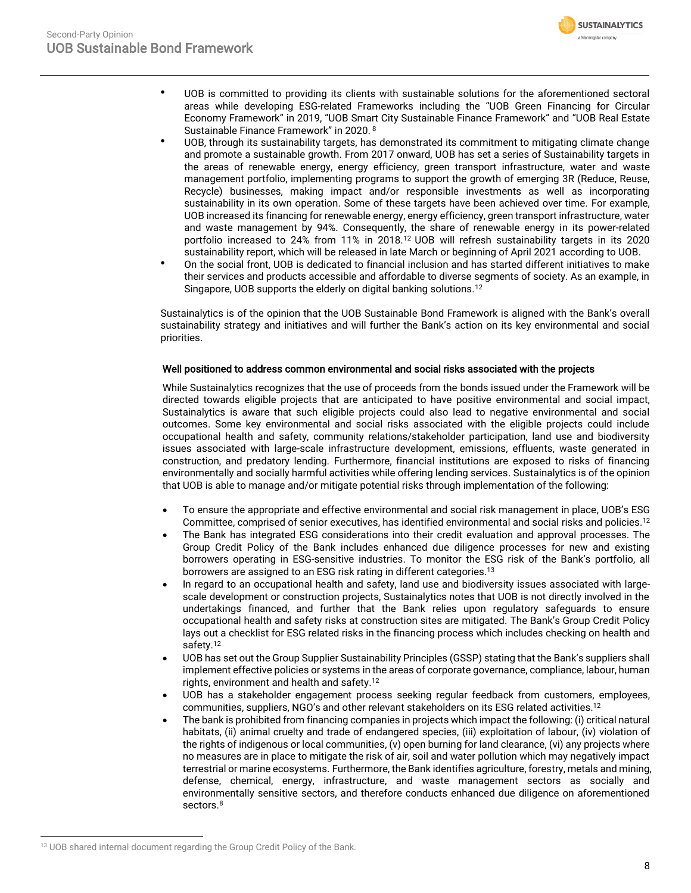- UOB is committed to providing its clients with sustainable solutions for the aforementioned sectoral areas while developing ESG-related Frameworks including the "UOB Green Financing for Circular Economy Framework" in 2019, "UOB Smart City Sustainable Finance Framework" and "UOB Real Estate Sustainable Finance Framework" in 2020.[8]
- UOB, through its sustainability targets, has demonstrated its commitment to mitigating climate change and promote a sustainable growth. From 2017 onward, UOB has set a series of Sustainability targets in the areas of renewable energy, energy efficiency, green transport infrastructure, water and waste management portfolio, implementing programs to support the growth of emerging 3R (Reduce, Reuse, Recycle) businesses, making impact and/or responsible investments as well as incorporating sustainability in its own operation. Some of these targets have been achieved over time. For example, UOB increased its financing for renewable energy, energy efficiency, green transport infrastructure, water and waste management by 94%. Consequently, the share of renewable energy in its power-related portfolio increased to 24% from 11% in 2018.[12] UOB will refresh sustainability targets in its 2020 sustainability report, which will be released in late March or beginning of April 2021 according to UOB.
- On the social front, UOB is dedicated to financial inclusion and has started different initiatives to make their services and products accessible and affordable to diverse segments of society. As an example, in Singapore, UOB supports the elderly on digital banking solutions.[12]

Sustainalytics is of the opinion that the UOB Sustainable Bond Framework is aligned with the Bank's overall sustainability strategy and initiatives and will further the Bank's action on its key environmental and social priorities.

### Well positioned to address common environmental and social risks associated with the projects

While Sustainalytics recognizes that the use of proceeds from the bonds issued under the Framework will be directed towards eligible projects that are anticipated to have positive environmental and social impact, Sustainalytics is aware that such eligible projects could also lead to negative environmental and social outcomes. Some key environmental and social risks associated with the eligible projects could include occupational health and safety, community relations/stakeholder participation, land use and biodiversity issues associated with large-scale infrastructure development, emissions, effluents, waste generated in construction, and predatory lending. Furthermore, financial institutions are exposed to risks of financing environmentally and socially harmful activities while offering lending services. Sustainalytics is of the opinion that UOB is able to manage and/or mitigate potential risks through implementation of the following:

- To ensure the appropriate and effective environmental and social risk management in place, UOB's ESG Committee, comprised of senior executives, has identified environmental and social risks and policies.[12]
- The Bank has integrated ESG considerations into their credit evaluation and approval processes. The Group Credit Policy of the Bank includes enhanced due diligence processes for new and existing borrowers operating in ESG-sensitive industries. To monitor the ESG risk of the Bank's portfolio, all borrowers are assigned to an ESG risk rating in different categories.[13]
- In regard to an occupational health and safety, land use and biodiversity issues associated with large-scale development or construction projects, Sustainalytics notes that UOB is not directly involved in the undertakings financed, and further that the Bank relies upon regulatory safeguards to ensure occupational health and safety risks at construction sites are mitigated. The Bank's Group Credit Policy lays out a checklist for ESG related risks in the financing process which includes checking on health and safety.[12]
- UOB has set out the Group Supplier Sustainability Principles (GSSP) stating that the Bank's suppliers shall implement effective policies or systems in the areas of corporate governance, compliance, labour, human rights, environment and health and safety.[12]
- UOB has a stakeholder engagement process seeking regular feedback from customers, employees, communities, suppliers, NGO's and other relevant stakeholders on its ESG related activities.[12]
- The bank is prohibited from financing companies in projects which impact the following: (i) critical natural habitats, (ii) animal cruelty and trade of endangered species, (iii) exploitation of labour, (iv) violation of the rights of indigenous or local communities, (v) open burning for land clearance, (vi) any projects where no measures are in place to mitigate the risk of air, soil and water pollution which may negatively impact terrestrial or marine ecosystems. Furthermore, the Bank identifies agriculture, forestry, metals and mining, defense, chemical, energy, infrastructure, and waste management sectors as socially and environmentally sensitive sectors, and therefore conducts enhanced due diligence on aforementioned sectors.[8]

[13] UOB shared internal document regarding the Group Credit Policy of the Bank.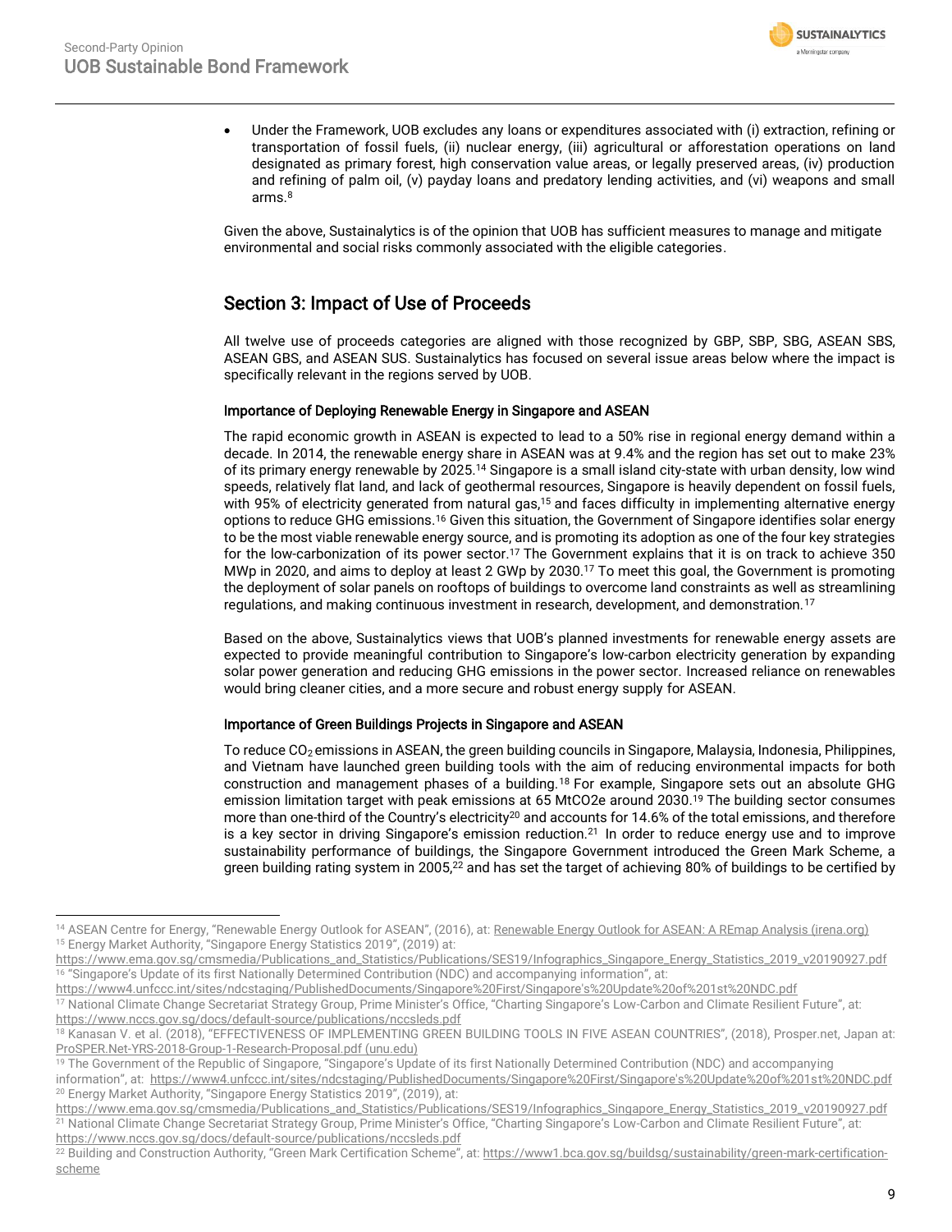- Under the Framework, UOB excludes any loans or expenditures associated with (i) extraction, refining or transportation of fossil fuels, (ii) nuclear energy, (iii) agricultural or afforestation operations on land designated as primary forest, high conservation value areas, or legally preserved areas, (iv) production and refining of palm oil, (v) payday loans and predatory lending activities, and (vi) weapons and small arms.[8]

Given the above, Sustainalytics is of the opinion that UOB has sufficient measures to manage and mitigate environmental and social risks commonly associated with the eligible categories.

## Section 3: Impact of Use of Proceeds

All twelve use of proceeds categories are aligned with those recognized by GBP, SBP, SBG, ASEAN SBS, ASEAN GBS, and ASEAN SUS. Sustainalytics has focused on several issue areas below where the impact is specifically relevant in the regions served by UOB.

### Importance of Deploying Renewable Energy in Singapore and ASEAN

The rapid economic growth in ASEAN is expected to lead to a 50% rise in regional energy demand within a decade. In 2014, the renewable energy share in ASEAN was at 9.4% and the region has set out to make 23% of its primary energy renewable by 2025.[14] Singapore is a small island city-state with urban density, low wind speeds, relatively flat land, and lack of geothermal resources, Singapore is heavily dependent on fossil fuels, with 95% of electricity generated from natural gas,[15] and faces difficulty in implementing alternative energy options to reduce GHG emissions.[16] Given this situation, the Government of Singapore identifies solar energy to be the most viable renewable energy source, and is promoting its adoption as one of the four key strategies for the low-carbonization of its power sector.[17] The Government explains that it is on track to achieve 350 MWp in 2020, and aims to deploy at least 2 GWp by 2030.[17] To meet this goal, the Government is promoting the deployment of solar panels on rooftops of buildings to overcome land constraints as well as streamlining regulations, and making continuous investment in research, development, and demonstration.[17]

Based on the above, Sustainalytics views that UOB's planned investments for renewable energy assets are expected to provide meaningful contribution to Singapore's low-carbon electricity generation by expanding solar power generation and reducing GHG emissions in the power sector. Increased reliance on renewables would bring cleaner cities, and a more secure and robust energy supply for ASEAN.

### Importance of Green Buildings Projects in Singapore and ASEAN

To reduce $CO_2$ emissions in ASEAN, the green building councils in Singapore, Malaysia, Indonesia, Philippines, and Vietnam have launched green building tools with the aim of reducing environmental impacts for both construction and management phases of a building.[18] For example, Singapore sets out an absolute GHG emission limitation target with peak emissions at 65 MtCO2e around 2030.[19] The building sector consumes more than one-third of the Country's electricity[20] and accounts for 14.6% of the total emissions, and therefore is a key sector in driving Singapore's emission reduction.[21] In order to reduce energy use and to improve sustainability performance of buildings, the Singapore Government introduced the Green Mark Scheme, a green building rating system in 2005,[22] and has set the target of achieving 80% of buildings to be certified by

---

[14] ASEAN Centre for Energy, "Renewable Energy Outlook for ASEAN", (2016), at: Renewable Energy Outlook for ASEAN: A REmap Analysis (irena.org)

[15] Energy Market Authority, "Singapore Energy Statistics 2019", (2019), at: https://www.ema.gov.sg/cmsmedia/Publications_and_Statistics/Publications/SES19/Infographics_Singapore_Energy_Statistics_2019_v20190927.pdf

[16] "Singapore's Update of its first Nationally Determined Contribution (NDC) and accompanying information", at: https://www4.unfccc.int/sites/ndcstaging/PublishedDocuments/Singapore%20First/Singapore's%20Update%20of%201st%20NDC.pdf

[17] National Climate Change Secretariat Strategy Group, Prime Minister's Office, "Charting Singapore's Low-Carbon and Climate Resilient Future", at: https://www.nccs.gov.sg/docs/default-source/publications/nccsleds.pdf

[18] Kanasan V. et al. (2018), "EFFECTIVENESS OF IMPLEMENTING GREEN BUILDING TOOLS IN FIVE ASEAN COUNTRIES", (2018), Prosper.net, Japan at: ProSPER.Net-YRS-2018-Group-1-Research-Proposal.pdf (unu.edu)

[19] The Government of the Republic of Singapore, "Singapore's Update of its first Nationally Determined Contribution (NDC) and accompanying information", at: https://www4.unfccc.int/sites/ndcstaging/PublishedDocuments/Singapore%20First/Singapore's%20Update%20of%201st%20NDC.pdf

[20] Energy Market Authority, "Singapore Energy Statistics 2019", (2019), at: https://www.ema.gov.sg/cmsmedia/Publications_and_Statistics/Publications/SES19/Infographics_Singapore_Energy_Statistics_2019_v20190927.pdf

[21] National Climate Change Secretariat Strategy Group, Prime Minister's Office, "Charting Singapore's Low-Carbon and Climate Resilient Future", at: https://www.nccs.gov.sg/docs/default-source/publications/nccsleds.pdf

[22] Building and Construction Authority, "Green Mark Certification Scheme", at: https://www1.bca.gov.sg/buildsg/sustainability/green-mark-certification-scheme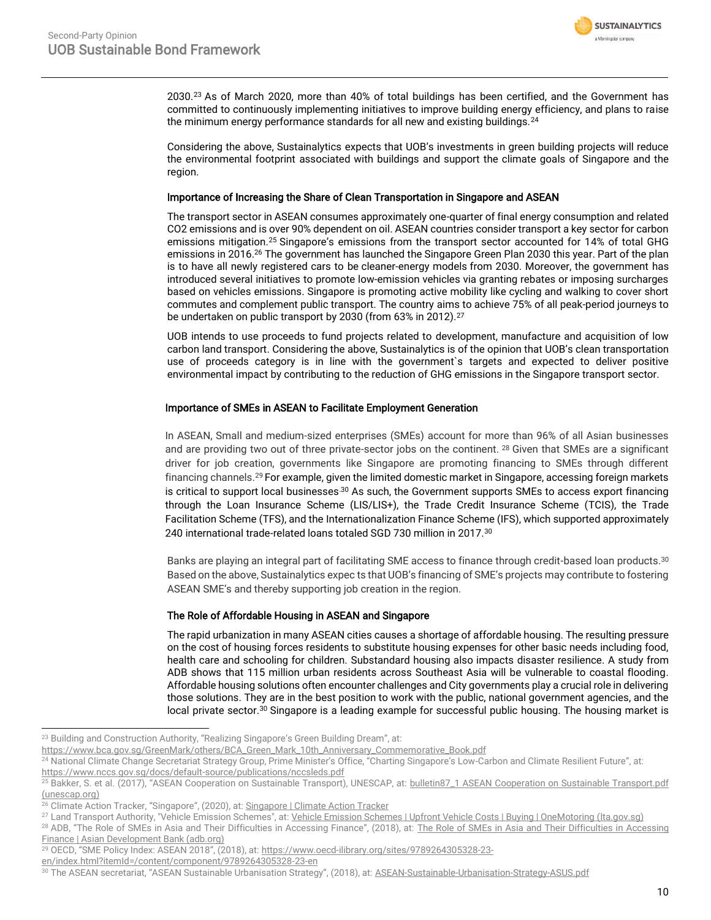2030.[23] As of March 2020, more than 40% of total buildings has been certified, and the Government has committed to continuously implementing initiatives to improve building energy efficiency, and plans to raise the minimum energy performance standards for all new and existing buildings.[24]

Considering the above, Sustainalytics expects that UOB's investments in green building projects will reduce the environmental footprint associated with buildings and support the climate goals of Singapore and the region.

#### Importance of Increasing the Share of Clean Transportation in Singapore and ASEAN

The transport sector in ASEAN consumes approximately one-quarter of final energy consumption and related $CO_2$ emissions and is over 90% dependent on oil. ASEAN countries consider transport a key sector for carbon emissions mitigation.[25] Singapore's emissions from the transport sector accounted for 14% of total GHG emissions in 2016.[26] The government has launched the Singapore Green Plan 2030 this year. Part of the plan is to have all newly registered cars to be cleaner-energy models from 2030. Moreover, the government has introduced several initiatives to promote low-emission vehicles via granting rebates or imposing surcharges based on vehicles emissions. Singapore is promoting active mobility like cycling and walking to cover short commutes and complement public transport. The country aims to achieve 75% of all peak-period journeys to be undertaken on public transport by 2030 (from 63% in 2012).[27]

UOB intends to use proceeds to fund projects related to development, manufacture and acquisition of low carbon land transport. Considering the above, Sustainalytics is of the opinion that UOB's clean transportation use of proceeds category is in line with the government`s targets and expected to deliver positive environmental impact by contributing to the reduction of GHG emissions in the Singapore transport sector.

#### Importance of SMEs in ASEAN to Facilitate Employment Generation

In ASEAN, Small and medium-sized enterprises (SMEs) account for more than 96% of all Asian businesses and are providing two out of three private-sector jobs on the continent.[28] Given that SMEs are a significant driver for job creation, governments like Singapore are promoting financing to SMEs through different financing channels.[29] For example, given the limited domestic market in Singapore, accessing foreign markets is critical to support local businesses.[30] As such, the Government supports SMEs to access export financing through the Loan Insurance Scheme (LIS/LIS+), the Trade Credit Insurance Scheme (TCIS), the Trade Facilitation Scheme (TFS), and the Internationalization Finance Scheme (IFS), which supported approximately 240 international trade-related loans totaled SGD 730 million in 2017.[30]

Banks are playing an integral part of facilitating SME access to finance through credit-based loan products.[30] Based on the above, Sustainalytics expec ts that UOB's financing of SME's projects may contribute to fostering ASEAN SME's and thereby supporting job creation in the region.

#### The Role of Affordable Housing in ASEAN and Singapore

The rapid urbanization in many ASEAN cities causes a shortage of affordable housing. The resulting pressure on the cost of housing forces residents to substitute housing expenses for other basic needs including food, health care and schooling for children. Substandard housing also impacts disaster resilience. A study from ADB shows that 115 million urban residents across Southeast Asia will be vulnerable to coastal flooding. Affordable housing solutions often encounter challenges and City governments play a crucial role in delivering those solutions. They are in the best position to work with the public, national government agencies, and the local private sector.[30] Singapore is a leading example for successful public housing. The housing market is

---

[23] Building and Construction Authority, "Realizing Singapore's Green Building Dream", at: https://www.bca.gov.sg/GreenMark/others/BCA_Green_Mark_10th_Anniversary_Commemorative_Book.pdf

[24] National Climate Change Secretariat Strategy Group, Prime Minister's Office, "Charting Singapore's Low-Carbon and Climate Resilient Future", at: https://www.nccs.gov.sg/docs/default-source/publications/nccsleds.pdf

[25] Bakker, S. et al. (2017), "ASEAN Cooperation on Sustainable Transport), UNESCAP, at: bulletin87_1 ASEAN Cooperation on Sustainable Transport.pdf (unescap.org)

[26] Climate Action Tracker, "Singapore", (2020), at: Singapore | Climate Action Tracker

[27] Land Transport Authority, "Vehicle Emission Schemes", at: Vehicle Emission Schemes | Upfront Vehicle Costs | Buying | OneMotoring (lta.gov.sg)

[28] ADB, "The Role of SMEs in Asia and Their Difficulties in Accessing Finance", (2018), at: The Role of SMEs in Asia and Their Difficulties in Accessing Finance | Asian Development Bank (adb.org)

[29] OECD, "SME Policy Index: ASEAN 2018", (2018), at: https://www.oecd-ilibrary.org/sites/9789264305328-23-en/index.html?itemId=/content/component/9789264305328-23-en

[30] The ASEAN secretariat, "ASEAN Sustainable Urbanisation Strategy", (2018), at: ASEAN-Sustainable-Urbanisation-Strategy-ASUS.pdf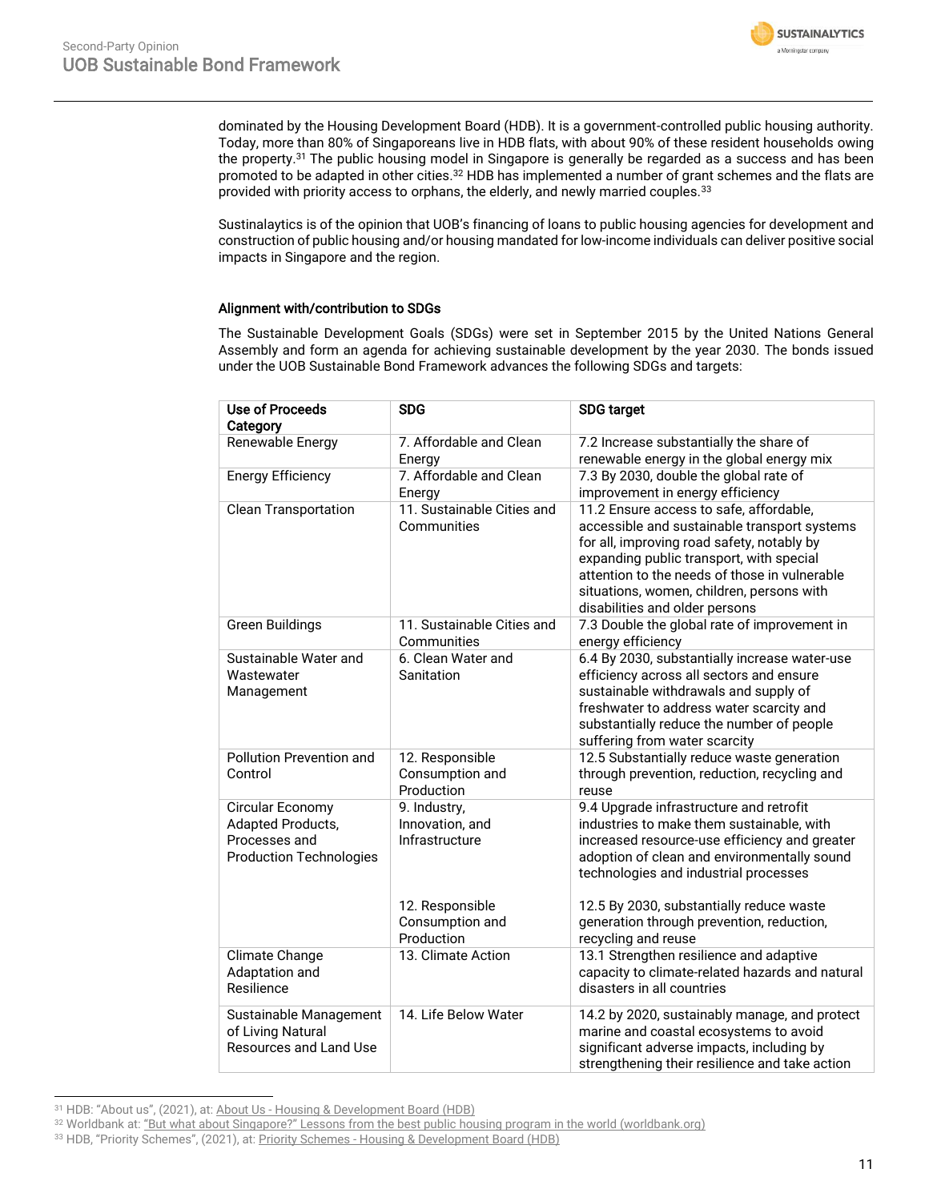dominated by the Housing Development Board (HDB). It is a government-controlled public housing authority. Today, more than 80% of Singaporeans live in HDB flats, with about 90% of these resident households owing the property.[31] The public housing model in Singapore is generally be regarded as a success and has been promoted to be adapted in other cities.[32] HDB has implemented a number of grant schemes and the flats are provided with priority access to orphans, the elderly, and newly married couples.[33]

Sustinalaytics is of the opinion that UOB's financing of loans to public housing agencies for development and construction of public housing and/or housing mandated for low-income individuals can deliver positive social impacts in Singapore and the region.

### Alignment with/contribution to SDGs

The Sustainable Development Goals (SDGs) were set in September 2015 by the United Nations General Assembly and form an agenda for achieving sustainable development by the year 2030. The bonds issued under the UOB Sustainable Bond Framework advances the following SDGs and targets:

| Use of Proceeds Category | SDG | SDG target |
|---|---|---|
| Renewable Energy | 7. Affordable and Clean Energy | 7.2 Increase substantially the share of renewable energy in the global energy mix |
| Energy Efficiency | 7. Affordable and Clean Energy | 7.3 By 2030, double the global rate of improvement in energy efficiency |
| Clean Transportation | 11. Sustainable Cities and Communities | 11.2 Ensure access to safe, affordable, accessible and sustainable transport systems for all, improving road safety, notably by expanding public transport, with special attention to the needs of those in vulnerable situations, women, children, persons with disabilities and older persons |
| Green Buildings | 11. Sustainable Cities and Communities | 7.3 Double the global rate of improvement in energy efficiency |
| Sustainable Water and Wastewater Management | 6. Clean Water and Sanitation | 6.4 By 2030, substantially increase water-use efficiency across all sectors and ensure sustainable withdrawals and supply of freshwater to address water scarcity and substantially reduce the number of people suffering from water scarcity |
| Pollution Prevention and Control | 12. Responsible Consumption and Production | 12.5 Substantially reduce waste generation through prevention, reduction, recycling and reuse |
| Circular Economy Adapted Products, Processes and Production Technologies | 9. Industry, Innovation, and Infrastructure | 9.4 Upgrade infrastructure and retrofit industries to make them sustainable, with increased resource-use efficiency and greater adoption of clean and environmentally sound technologies and industrial processes |
| | 12. Responsible Consumption and Production | 12.5 By 2030, substantially reduce waste generation through prevention, reduction, recycling and reuse |
| Climate Change Adaptation and Resilience | 13. Climate Action | 13.1 Strengthen resilience and adaptive capacity to climate-related hazards and natural disasters in all countries |
| Sustainable Management of Living Natural Resources and Land Use | 14. Life Below Water | 14.2 by 2020, sustainably manage, and protect marine and coastal ecosystems to avoid significant adverse impacts, including by strengthening their resilience and take action |

[31] HDB: "About us", (2021), at: About Us - Housing & Development Board (HDB)

[32] Worldbank at: "But what about Singapore?" Lessons from the best public housing program in the world (worldbank.org)

[33] HDB, "Priority Schemes", (2021), at: Priority Schemes - Housing & Development Board (HDB)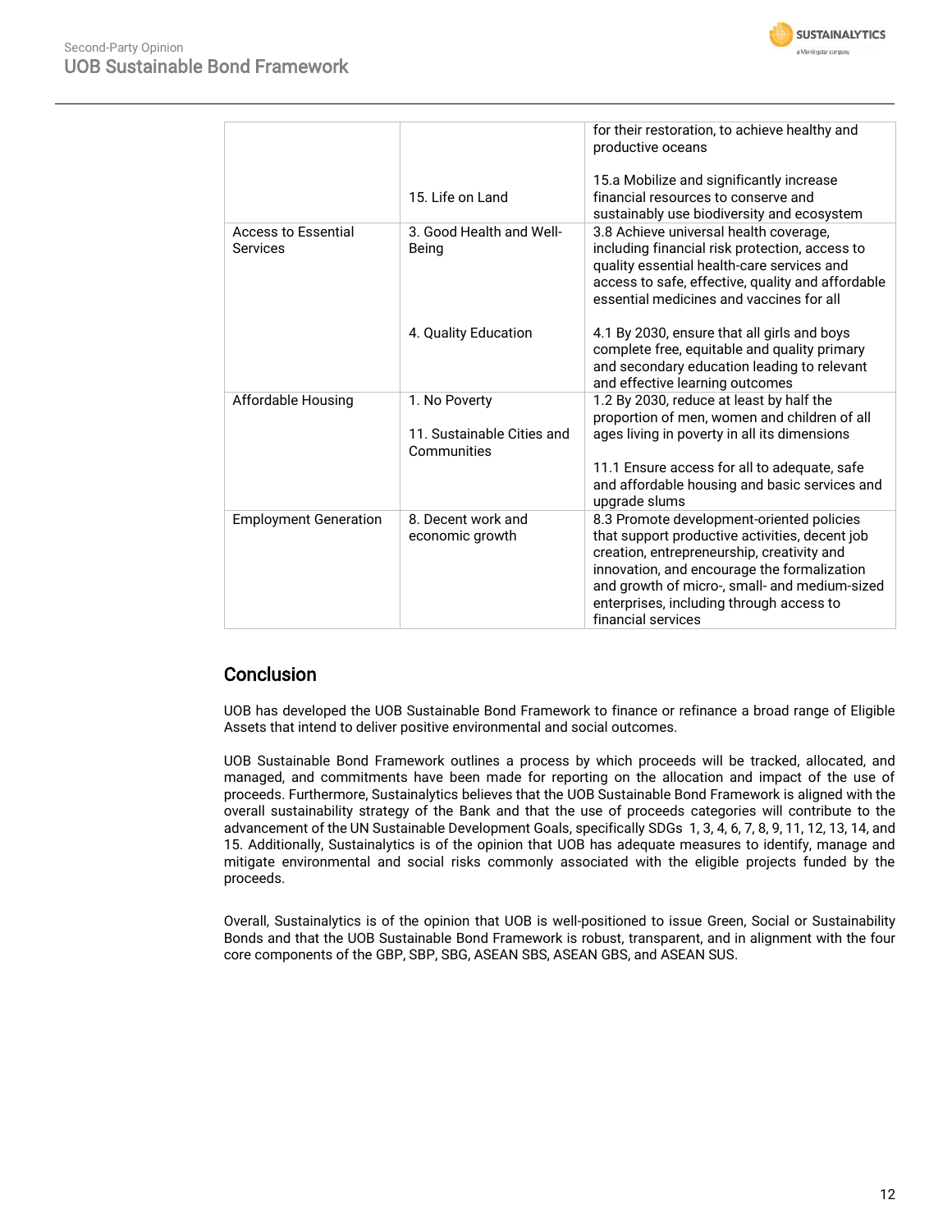| | | |
|---|---|---|
| | | for their restoration, to achieve healthy and productive oceans |
| | 15. Life on Land | 15.a Mobilize and significantly increase financial resources to conserve and sustainably use biodiversity and ecosystem |
| Access to Essential Services | 3. Good Health and Well-Being | 3.8 Achieve universal health coverage, including financial risk protection, access to quality essential health-care services and access to safe, effective, quality and affordable essential medicines and vaccines for all |
| | 4. Quality Education | 4.1 By 2030, ensure that all girls and boys complete free, equitable and quality primary and secondary education leading to relevant and effective learning outcomes |
| Affordable Housing | 1. No Poverty | 1.2 By 2030, reduce at least by half the proportion of men, women and children of all ages living in poverty in all its dimensions |
| | 11. Sustainable Cities and Communities | 11.1 Ensure access for all to adequate, safe and affordable housing and basic services and upgrade slums |
| Employment Generation | 8. Decent work and economic growth | 8.3 Promote development-oriented policies that support productive activities, decent job creation, entrepreneurship, creativity and innovation, and encourage the formalization and growth of micro-, small- and medium-sized enterprises, including through access to financial services |

## Conclusion

UOB has developed the UOB Sustainable Bond Framework to finance or refinance a broad range of Eligible Assets that intend to deliver positive environmental and social outcomes.

UOB Sustainable Bond Framework outlines a process by which proceeds will be tracked, allocated, and managed, and commitments have been made for reporting on the allocation and impact of the use of proceeds. Furthermore, Sustainalytics believes that the UOB Sustainable Bond Framework is aligned with the overall sustainability strategy of the Bank and that the use of proceeds categories will contribute to the advancement of the UN Sustainable Development Goals, specifically SDGs 1, 3, 4, 6, 7, 8, 9, 11, 12, 13, 14, and 15. Additionally, Sustainalytics is of the opinion that UOB has adequate measures to identify, manage and mitigate environmental and social risks commonly associated with the eligible projects funded by the proceeds.

Overall, Sustainalytics is of the opinion that UOB is well-positioned to issue Green, Social or Sustainability Bonds and that the UOB Sustainable Bond Framework is robust, transparent, and in alignment with the four core components of the GBP, SBP, SBG, ASEAN SBS, ASEAN GBS, and ASEAN SUS.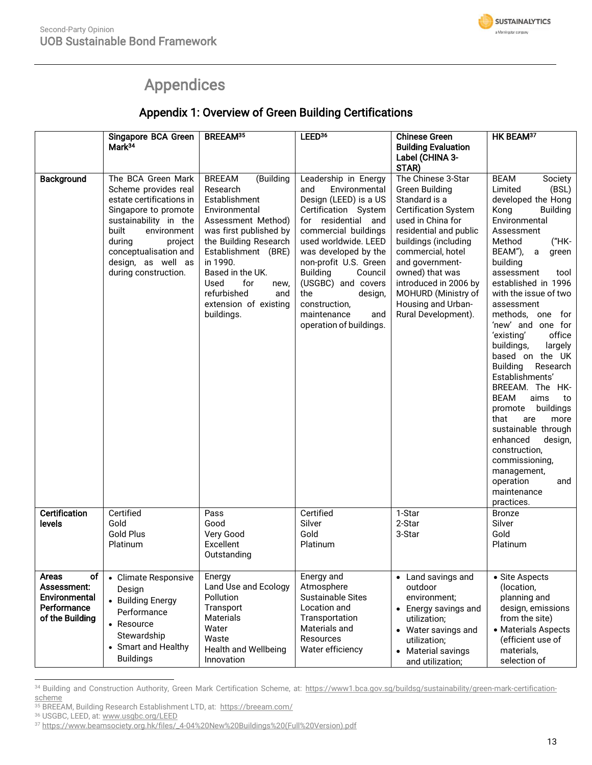# Appendices

## Appendix 1: Overview of Green Building Certifications

| | Singapore BCA Green Mark[34] | BREEAM[35] | LEED[36] | Chinese Green Building Evaluation Label (CHINA 3-STAR) | HK BEAM[37] |
|---|---|---|---|---|---|
| **Background** | The BCA Green Mark Scheme provides real estate certifications in Singapore to promote sustainability in the built environment during project conceptualisation and design, as well as during construction. | BREEAM (Building Research Establishment Environmental Assessment Method) was first published by the Building Research Establishment (BRE) in 1990.<br>Based in the UK.<br>Used for new, refurbished and extension of existing buildings. | Leadership in Energy and Environmental Design (LEED) is a US Certification System for residential and commercial buildings used worldwide. LEED was developed by the non-profit U.S. Green Building Council (USGBC) and covers the design, construction, maintenance and operation of buildings. | The Chinese 3-Star Green Building Standard is a Certification System used in China for residential and public buildings (including commercial, hotel and government-owned) that was introduced in 2006 by MOHURD (Ministry of Housing and Urban-Rural Development). | BEAM Society Limited (BSL) developed the Hong Kong Building Environmental Assessment Method ("HK-BEAM"), a green building assessment tool established in 1996 with the issue of two assessment methods, one for 'new' and one for 'existing' office buildings, largely based on the UK Building Research Establishments' BREEAM. The HK-BEAM aims to promote buildings that are more sustainable through enhanced design, construction, commissioning, management, operation and maintenance practices. |
| **Certification levels** | Certified<br>Gold<br>Gold Plus<br>Platinum | Pass<br>Good<br>Very Good<br>Excellent<br>Outstanding | Certified<br>Silver<br>Gold<br>Platinum | 1-Star<br>2-Star<br>3-Star | Bronze<br>Silver<br>Gold<br>Platinum |
| **Areas of Assessment: Environmental Performance of the Building** | • Climate Responsive Design<br>• Building Energy Performance<br>• Resource Stewardship<br>• Smart and Healthy Buildings | Energy<br>Land Use and Ecology<br>Pollution<br>Transport<br>Materials<br>Water<br>Waste<br>Health and Wellbeing<br>Innovation | Energy and Atmosphere<br>Sustainable Sites<br>Location and Transportation<br>Materials and Resources<br>Water efficiency | • Land savings and outdoor environment;<br>• Energy savings and utilization;<br>• Water savings and utilization;<br>• Material savings and utilization; | • Site Aspects (location, planning and design, emissions from the site)<br>• Materials Aspects (efficient use of materials, selection of |

---

[34] Building and Construction Authority, Green Mark Certification Scheme, at: https://www1.bca.gov.sg/buildsg/sustainability/green-mark-certification-scheme

[35] BREEAM, Building Research Establishment LTD, at: https://breeam.com/

[36] USGBC, LEED, at: www.usgbc.org/LEED

[37] https://www.beamsociety.org.hk/files/_4-04%20New%20Buildings%20(Full%20Version).pdf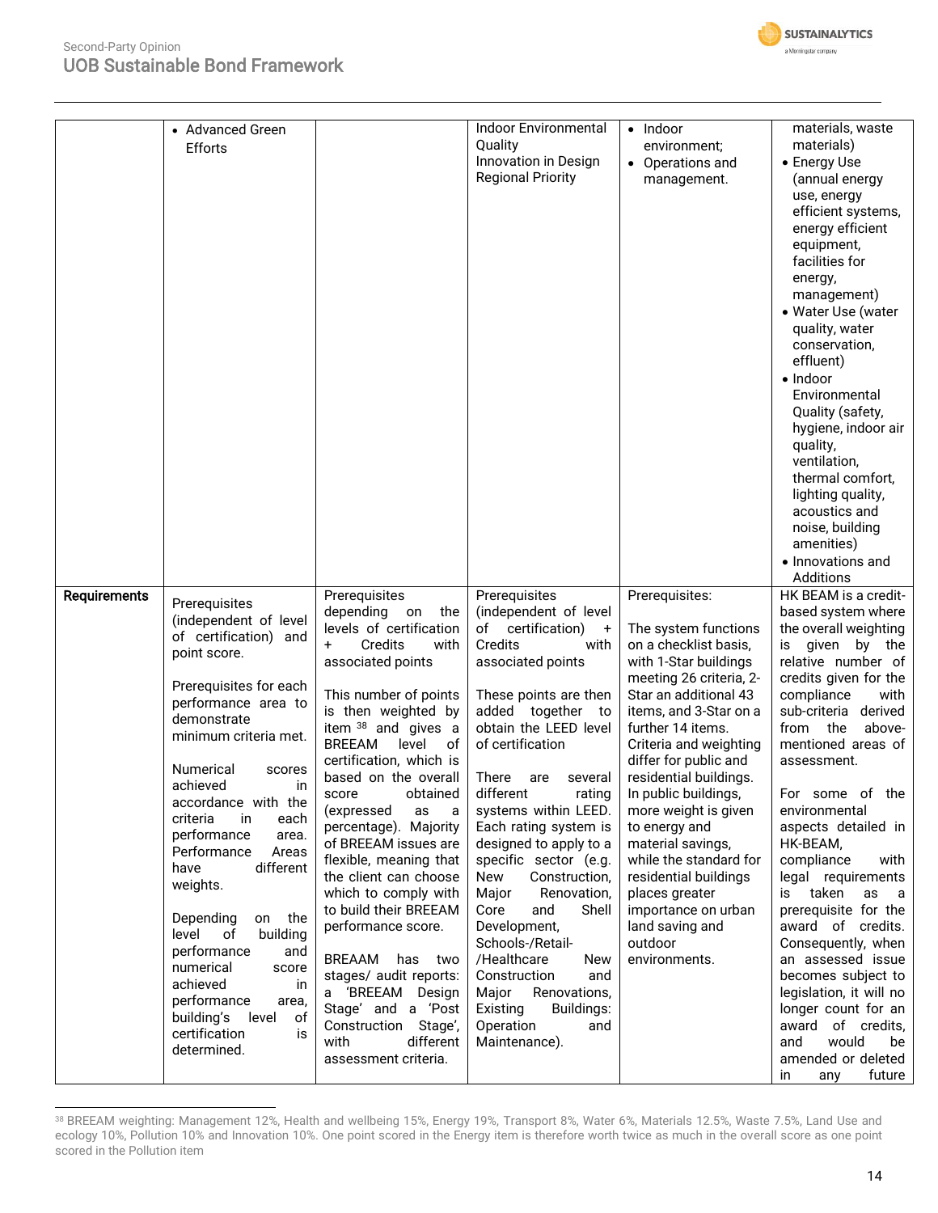| | | | | | |
|---|---|---|---|---|---|
| | • Advanced Green Efforts | | Indoor Environmental Quality<br>Innovation in Design<br>Regional Priority | • Indoor environment;<br>• Operations and management. | materials, waste materials)<br>• Energy Use (annual energy use, energy efficient systems, energy efficient equipment, facilities for energy, management)<br>• Water Use (water quality, water conservation, effluent)<br>• Indoor Environmental Quality (safety, hygiene, indoor air quality, ventilation, thermal comfort, lighting quality, acoustics and noise, building amenities)<br>• Innovations and Additions |
| **Requirements** | Prerequisites (independent of level of certification) and point score.<br><br>Prerequisites for each performance area to demonstrate minimum criteria met.<br><br>Numerical scores achieved in accordance with the criteria in each performance area. Performance Areas have different weights.<br><br>Depending on the level of building performance and numerical score achieved in performance area, building's level of certification is determined. | Prerequisites depending on the levels of certification + Credits with associated points<br><br>This number of points is then weighted by item [38] and gives a BREEAM level of certification, which is based on the overall score obtained (expressed as a percentage). Majority of BREEAM issues are flexible, meaning that the client can choose which to comply with to build their BREEAM performance score.<br><br>BREAAM has two stages/ audit reports: a 'BREEAM Design Stage' and a 'Post Construction Stage', with different assessment criteria. | Prerequisites (independent of level of certification) + Credits with associated points<br><br>These points are then added together to obtain the LEED level of certification<br><br>There are several different rating systems within LEED. Each rating system is designed to apply to a specific sector (e.g. New Construction, Major Renovation, Core and Shell Development, Schools-/Retail-/Healthcare New Construction and Major Renovations, Existing Buildings: Operation and Maintenance). | Prerequisites:<br><br>The system functions on a checklist basis, with 1-Star buildings meeting 26 criteria, 2-Star an additional 43 items, and 3-Star on a further 14 items. Criteria and weighting differ for public and residential buildings. In public buildings, more weight is given to energy and material savings, while the standard for residential buildings places greater importance on urban land saving and outdoor environments. | HK BEAM is a credit-based system where the overall weighting is given by the relative number of credits given for the compliance with sub-criteria derived from the above-mentioned areas of assessment.<br><br>For some of the environmental aspects detailed in HK-BEAM, compliance with legal requirements is taken as a prerequisite for the award of credits. Consequently, when an assessed issue becomes subject to legislation, it will no longer count for an award of credits, and would be amended or deleted in any future |

[38] BREEAM weighting: Management 12%, Health and wellbeing 15%, Energy 19%, Transport 8%, Water 6%, Materials 12.5%, Waste 7.5%, Land Use and ecology 10%, Pollution 10% and Innovation 10%. One point scored in the Energy item is therefore worth twice as much in the overall score as one point scored in the Pollution item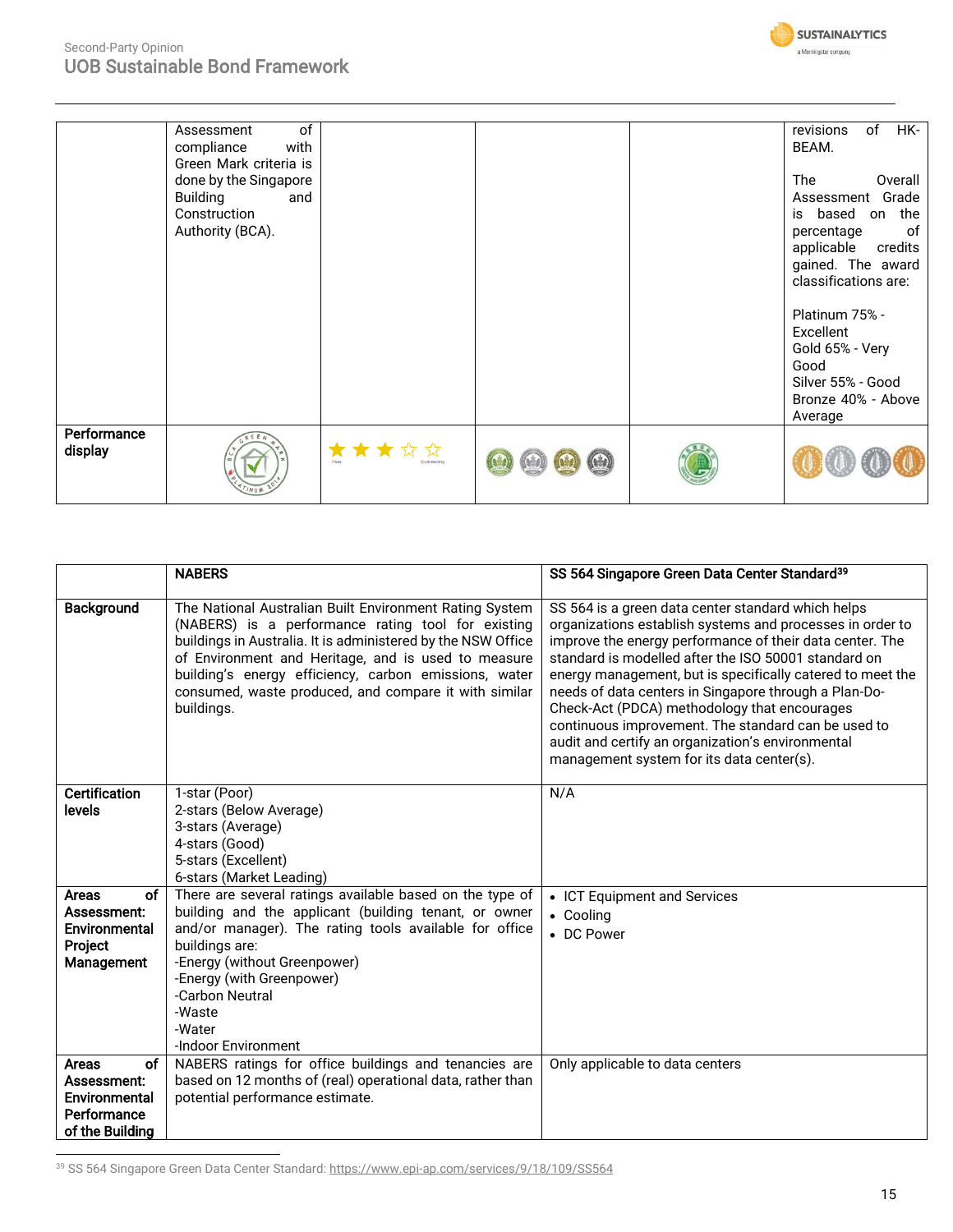| | Assessment of compliance with Green Mark criteria is done by the Singapore Building and Construction Authority (BCA). | | | | revisions of HK-BEAM.<br><br>The Overall Assessment Grade is based on the percentage of applicable credits gained. The award classifications are:<br><br>Platinum 75% - Excellent<br>Gold 65% - Very Good<br>Silver 55% - Good<br>Bronze 40% - Above Average |
|---|---|---|---|---|---|
| **Performance display** | | | | | |

| | **NABERS** | **SS 564 Singapore Green Data Center Standard**[39] |
|---|---|---|
| **Background** | The National Australian Built Environment Rating System (NABERS) is a performance rating tool for existing buildings in Australia. It is administered by the NSW Office of Environment and Heritage, and is used to measure building's energy efficiency, carbon emissions, water consumed, waste produced, and compare it with similar buildings. | SS 564 is a green data center standard which helps organizations establish systems and processes in order to improve the energy performance of their data center. The standard is modelled after the ISO 50001 standard on energy management, but is specifically catered to meet the needs of data centers in Singapore through a Plan-Do-Check-Act (PDCA) methodology that encourages continuous improvement. The standard can be used to audit and certify an organization's environmental management system for its data center(s). |
| **Certification levels** | 1-star (Poor)<br>2-stars (Below Average)<br>3-stars (Average)<br>4-stars (Good)<br>5-stars (Excellent)<br>6-stars (Market Leading) | N/A |
| **Areas of Assessment: Environmental Project Management** | There are several ratings available based on the type of building and the applicant (building tenant, or owner and/or manager). The rating tools available for office buildings are:<br>-Energy (without Greenpower)<br>-Energy (with Greenpower)<br>-Carbon Neutral<br>-Waste<br>-Water<br>-Indoor Environment | • ICT Equipment and Services<br>• Cooling<br>• DC Power |
| **Areas of Assessment: Environmental Performance of the Building** | NABERS ratings for office buildings and tenancies are based on 12 months of (real) operational data, rather than potential performance estimate. | Only applicable to data centers |

[39] SS 564 Singapore Green Data Center Standard: https://www.epi-ap.com/services/9/18/109/SS564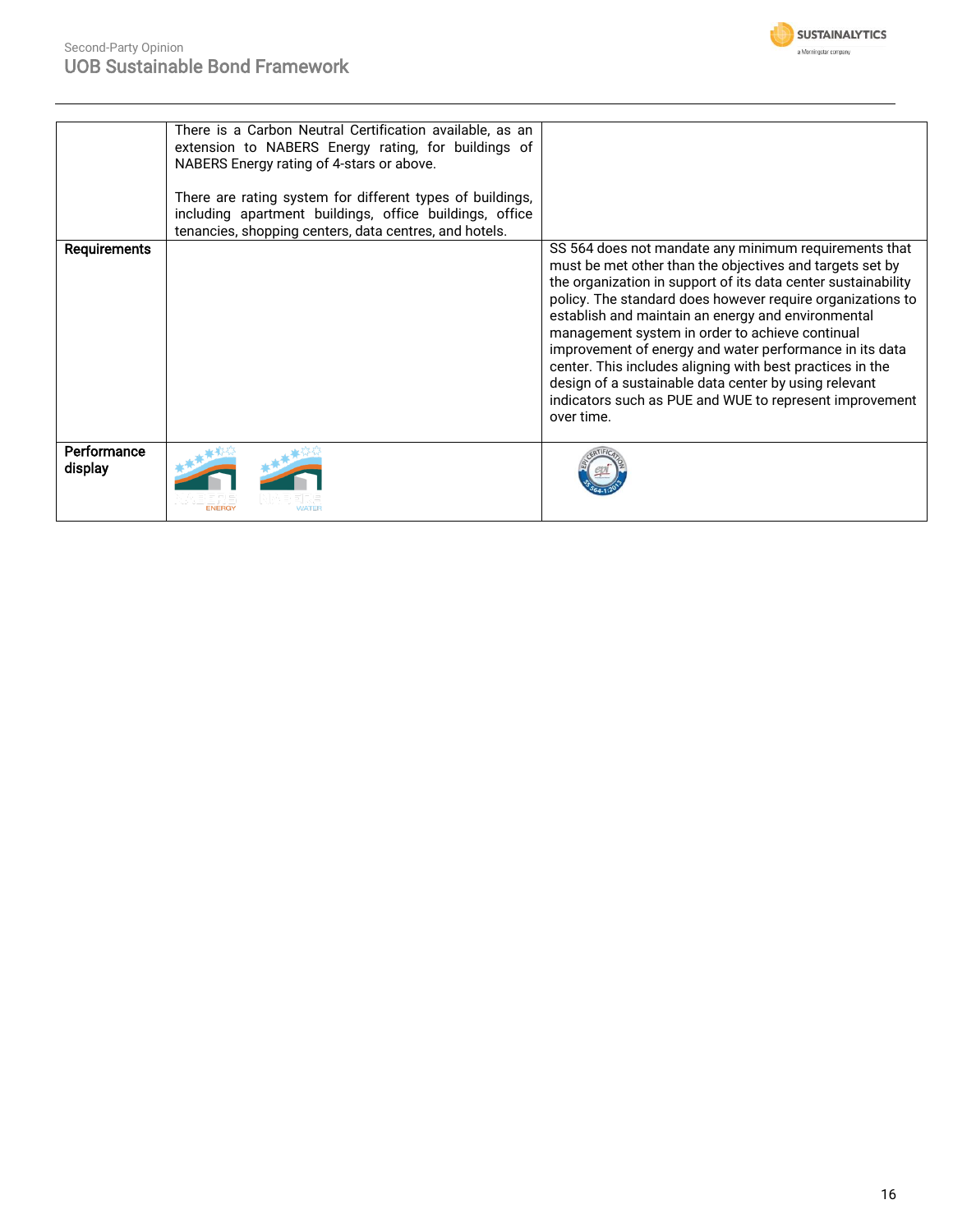| | | |
|---|---|---|
| | There is a Carbon Neutral Certification available, as an extension to NABERS Energy rating, for buildings of NABERS Energy rating of 4-stars or above.<br><br>There are rating system for different types of buildings, including apartment buildings, office buildings, office tenancies, shopping centers, data centres, and hotels. | |
| **Requirements** | | SS 564 does not mandate any minimum requirements that must be met other than the objectives and targets set by the organization in support of its data center sustainability policy. The standard does however require organizations to establish and maintain an energy and environmental management system in order to achieve continual improvement of energy and water performance in its data center. This includes aligning with best practices in the design of a sustainable data center by using relevant indicators such as PUE and WUE to represent improvement over time. |
| **Performance display** | NABERS ENERGY NABERS WATER | SS 564-1:2013 |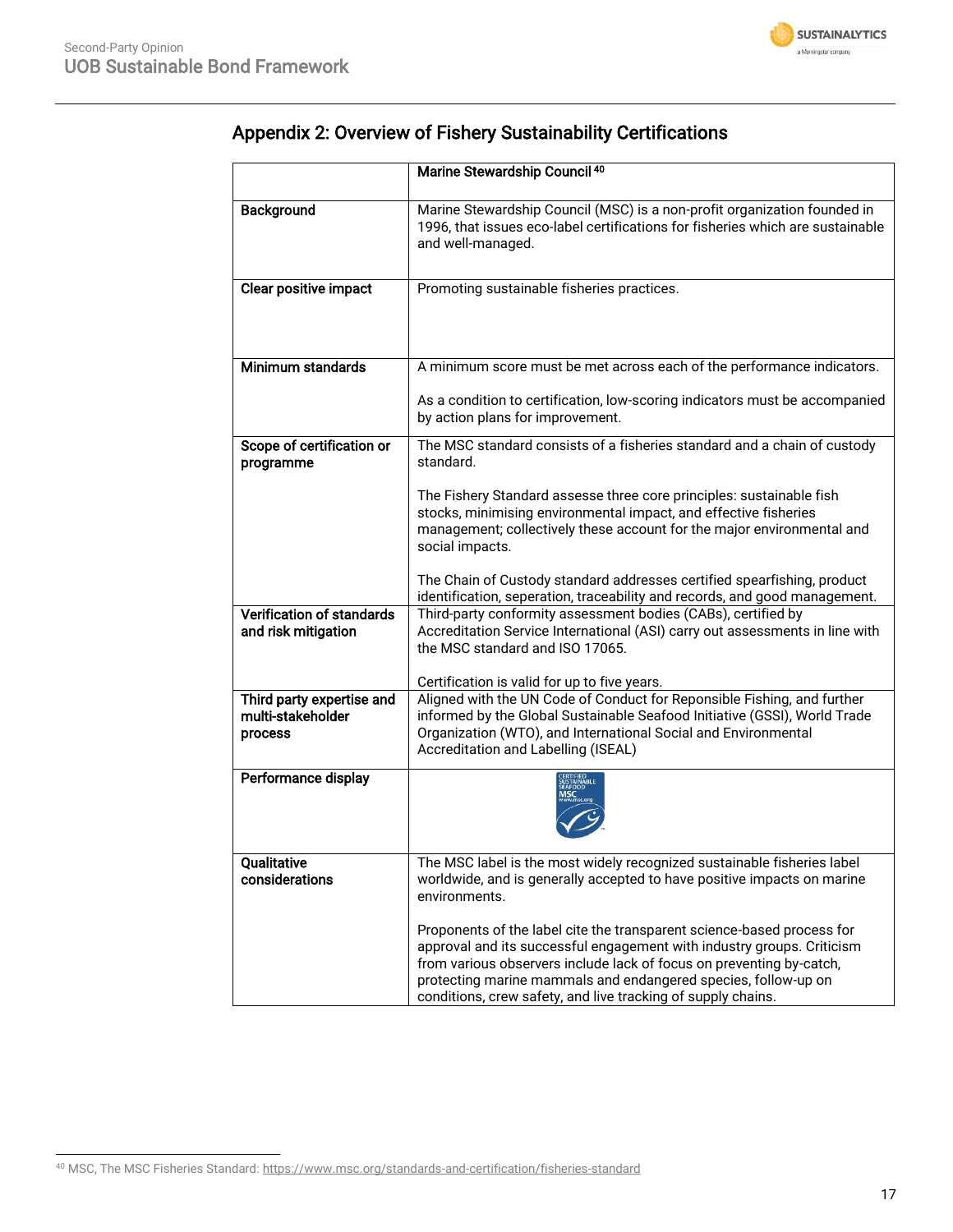## Appendix 2: Overview of Fishery Sustainability Certifications

| | Marine Stewardship Council [40] |
|---|---|
| **Background** | Marine Stewardship Council (MSC) is a non-profit organization founded in 1996, that issues eco-label certifications for fisheries which are sustainable and well-managed. |
| **Clear positive impact** | Promoting sustainable fisheries practices. |
| **Minimum standards** | A minimum score must be met across each of the performance indicators.<br><br>As a condition to certification, low-scoring indicators must be accompanied by action plans for improvement. |
| **Scope of certification or programme** | The MSC standard consists of a fisheries standard and a chain of custody standard.<br><br>The Fishery Standard assesse three core principles: sustainable fish stocks, minimising environmental impact, and effective fisheries management; collectively these account for the major environmental and social impacts.<br><br>The Chain of Custody standard addresses certified spearfishing, product identification, seperation, traceability and records, and good management. |
| **Verification of standards and risk mitigation** | Third-party conformity assessment bodies (CABs), certified by Accreditation Service International (ASI) carry out assessments in line with the MSC standard and ISO 17065.<br><br>Certification is valid for up to five years. |
| **Third party expertise and multi-stakeholder process** | Aligned with the UN Code of Conduct for Reponsible Fishing, and further informed by the Global Sustainable Seafood Initiative (GSSI), World Trade Organization (WTO), and International Social and Environmental Accreditation and Labelling (ISEAL) |
| **Performance display** | CERTIFIED SUSTAINABLE SEAFOOD MSC www.msc.org |
| **Qualitative considerations** | The MSC label is the most widely recognized sustainable fisheries label worldwide, and is generally accepted to have positive impacts on marine environments.<br><br>Proponents of the label cite the transparent science-based process for approval and its successful engagement with industry groups. Criticism from various observers include lack of focus on preventing by-catch, protecting marine mammals and endangered species, follow-up on conditions, crew safety, and live tracking of supply chains. |

[40] MSC, The MSC Fisheries Standard: https://www.msc.org/standards-and-certification/fisheries-standard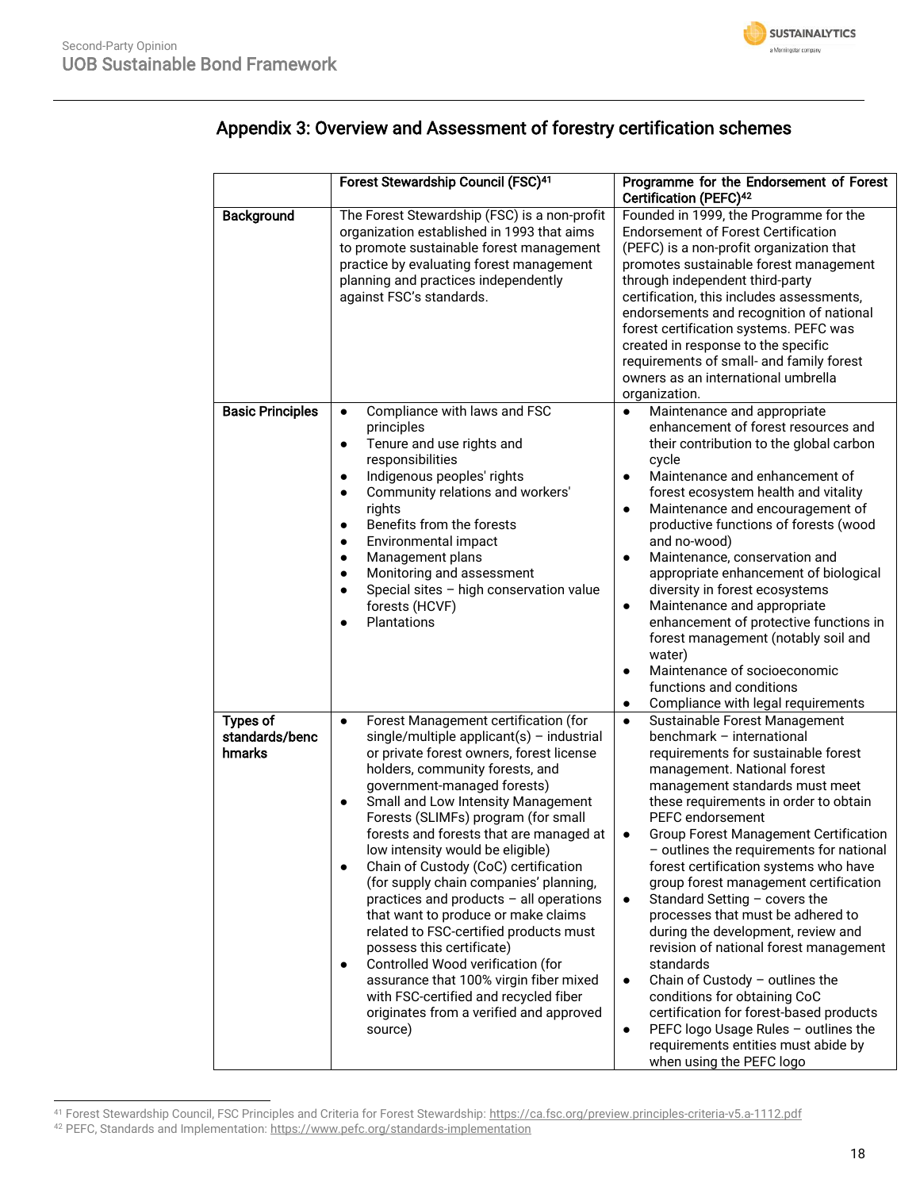## Appendix 3: Overview and Assessment of forestry certification schemes

| | Forest Stewardship Council (FSC)[41] | Programme for the Endorsement of Forest Certification (PEFC)[42] |
|---|---|---|
| **Background** | The Forest Stewardship (FSC) is a non-profit organization established in 1993 that aims to promote sustainable forest management practice by evaluating forest management planning and practices independently against FSC's standards. | Founded in 1999, the Programme for the Endorsement of Forest Certification (PEFC) is a non-profit organization that promotes sustainable forest management through independent third-party certification, this includes assessments, endorsements and recognition of national forest certification systems. PEFC was created in response to the specific requirements of small- and family forest owners as an international umbrella organization. |
| **Basic Principles** | • Compliance with laws and FSC principles<br>• Tenure and use rights and responsibilities<br>• Indigenous peoples' rights<br>• Community relations and workers' rights<br>• Benefits from the forests<br>• Environmental impact<br>• Management plans<br>• Monitoring and assessment<br>• Special sites – high conservation value forests (HCVF)<br>• Plantations | • Maintenance and appropriate enhancement of forest resources and their contribution to the global carbon cycle<br>• Maintenance and enhancement of forest ecosystem health and vitality<br>• Maintenance and encouragement of productive functions of forests (wood and no-wood)<br>• Maintenance, conservation and appropriate enhancement of biological diversity in forest ecosystems<br>• Maintenance and appropriate enhancement of protective functions in forest management (notably soil and water)<br>• Maintenance of socioeconomic functions and conditions<br>• Compliance with legal requirements |
| **Types of standards/benchmarks** | • Forest Management certification (for single/multiple applicant(s) – industrial or private forest owners, forest license holders, community forests, and government-managed forests)<br>• Small and Low Intensity Management Forests (SLIMFs) program (for small forests and forests that are managed at low intensity would be eligible)<br>• Chain of Custody (CoC) certification (for supply chain companies' planning, practices and products – all operations that want to produce or make claims related to FSC-certified products must possess this certificate)<br>• Controlled Wood verification (for assurance that 100% virgin fiber mixed with FSC-certified and recycled fiber originates from a verified and approved source) | • Sustainable Forest Management benchmark – international requirements for sustainable forest management. National forest management standards must meet these requirements in order to obtain PEFC endorsement<br>• Group Forest Management Certification – outlines the requirements for national forest certification systems who have group forest management certification<br>• Standard Setting – covers the processes that must be adhered to during the development, review and revision of national forest management standards<br>• Chain of Custody – outlines the conditions for obtaining CoC certification for forest-based products<br>• PEFC logo Usage Rules – outlines the requirements entities must abide by when using the PEFC logo |

[41] Forest Stewardship Council, FSC Principles and Criteria for Forest Stewardship: https://ca.fsc.org/preview.principles-criteria-v5.a-1112.pdf
[42] PEFC, Standards and Implementation: https://www.pefc.org/standards-implementation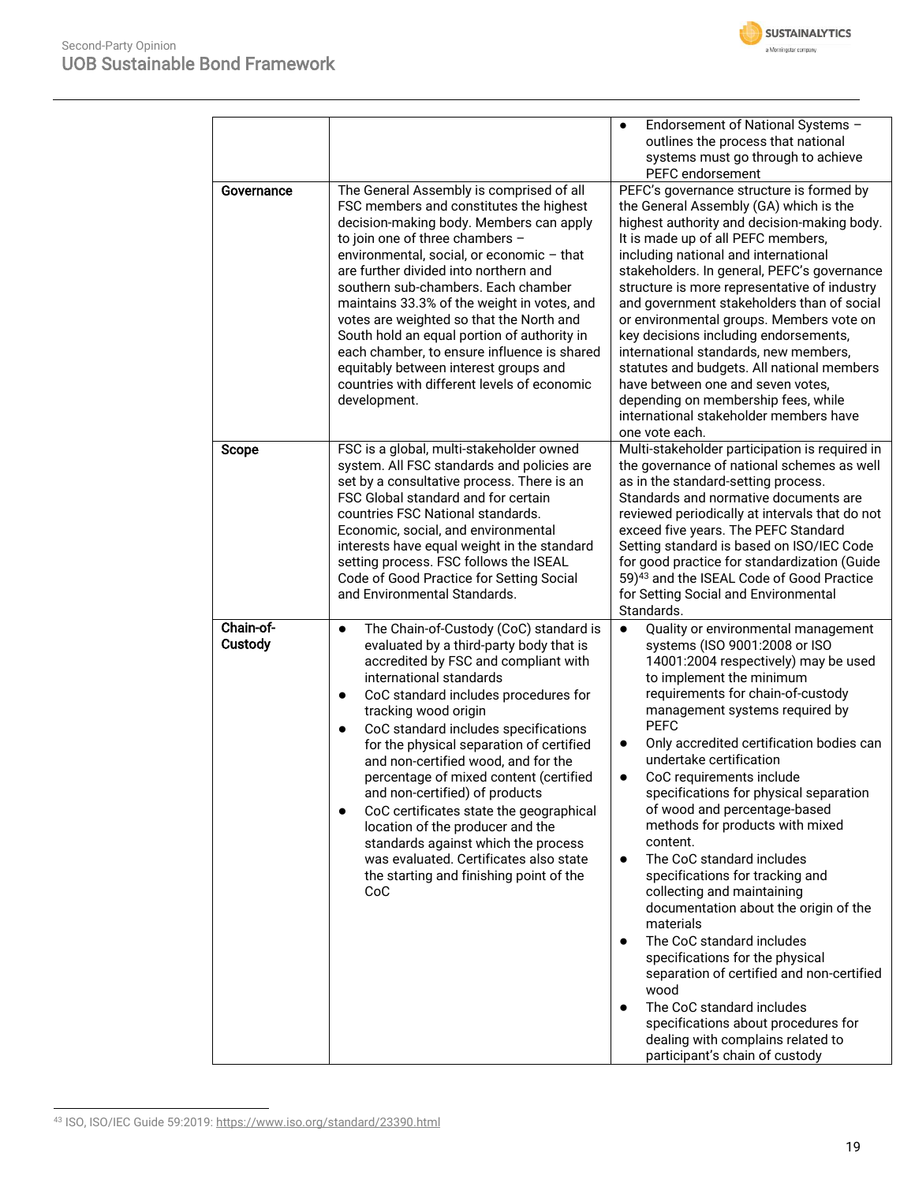| | | |
|---|---|---|
| | | • Endorsement of National Systems – outlines the process that national systems must go through to achieve PEFC endorsement |
| **Governance** | The General Assembly is comprised of all FSC members and constitutes the highest decision-making body. Members can apply to join one of three chambers – environmental, social, or economic – that are further divided into northern and southern sub-chambers. Each chamber maintains 33.3% of the weight in votes, and votes are weighted so that the North and South hold an equal portion of authority in each chamber, to ensure influence is shared equitably between interest groups and countries with different levels of economic development. | PEFC's governance structure is formed by the General Assembly (GA) which is the highest authority and decision-making body. It is made up of all PEFC members, including national and international stakeholders. In general, PEFC's governance structure is more representative of industry and government stakeholders than of social or environmental groups. Members vote on key decisions including endorsements, international standards, new members, statutes and budgets. All national members have between one and seven votes, depending on membership fees, while international stakeholder members have one vote each. |
| **Scope** | FSC is a global, multi-stakeholder owned system. All FSC standards and policies are set by a consultative process. There is an FSC Global standard and for certain countries FSC National standards. Economic, social, and environmental interests have equal weight in the standard setting process. FSC follows the ISEAL Code of Good Practice for Setting Social and Environmental Standards. | Multi-stakeholder participation is required in the governance of national schemes as well as in the standard-setting process. Standards and normative documents are reviewed periodically at intervals that do not exceed five years. The PEFC Standard Setting standard is based on ISO/IEC Code for good practice for standardization (Guide 59)[43] and the ISEAL Code of Good Practice for Setting Social and Environmental Standards. |
| **Chain-of-Custody** | • The Chain-of-Custody (CoC) standard is evaluated by a third-party body that is accredited by FSC and compliant with international standards<br>• CoC standard includes procedures for tracking wood origin<br>• CoC standard includes specifications for the physical separation of certified and non-certified wood, and for the percentage of mixed content (certified and non-certified) of products<br>• CoC certificates state the geographical location of the producer and the standards against which the process was evaluated. Certificates also state the starting and finishing point of the CoC | • Quality or environmental management systems (ISO 9001:2008 or ISO 14001:2004 respectively) may be used to implement the minimum requirements for chain-of-custody management systems required by PEFC<br>• Only accredited certification bodies can undertake certification<br>• CoC requirements include specifications for physical separation of wood and percentage-based methods for products with mixed content.<br>• The CoC standard includes specifications for tracking and collecting and maintaining documentation about the origin of the materials<br>• The CoC standard includes specifications for the physical separation of certified and non-certified wood<br>• The CoC standard includes specifications about procedures for dealing with complains related to participant's chain of custody |

[43] ISO, ISO/IEC Guide 59:2019: https://www.iso.org/standard/23390.html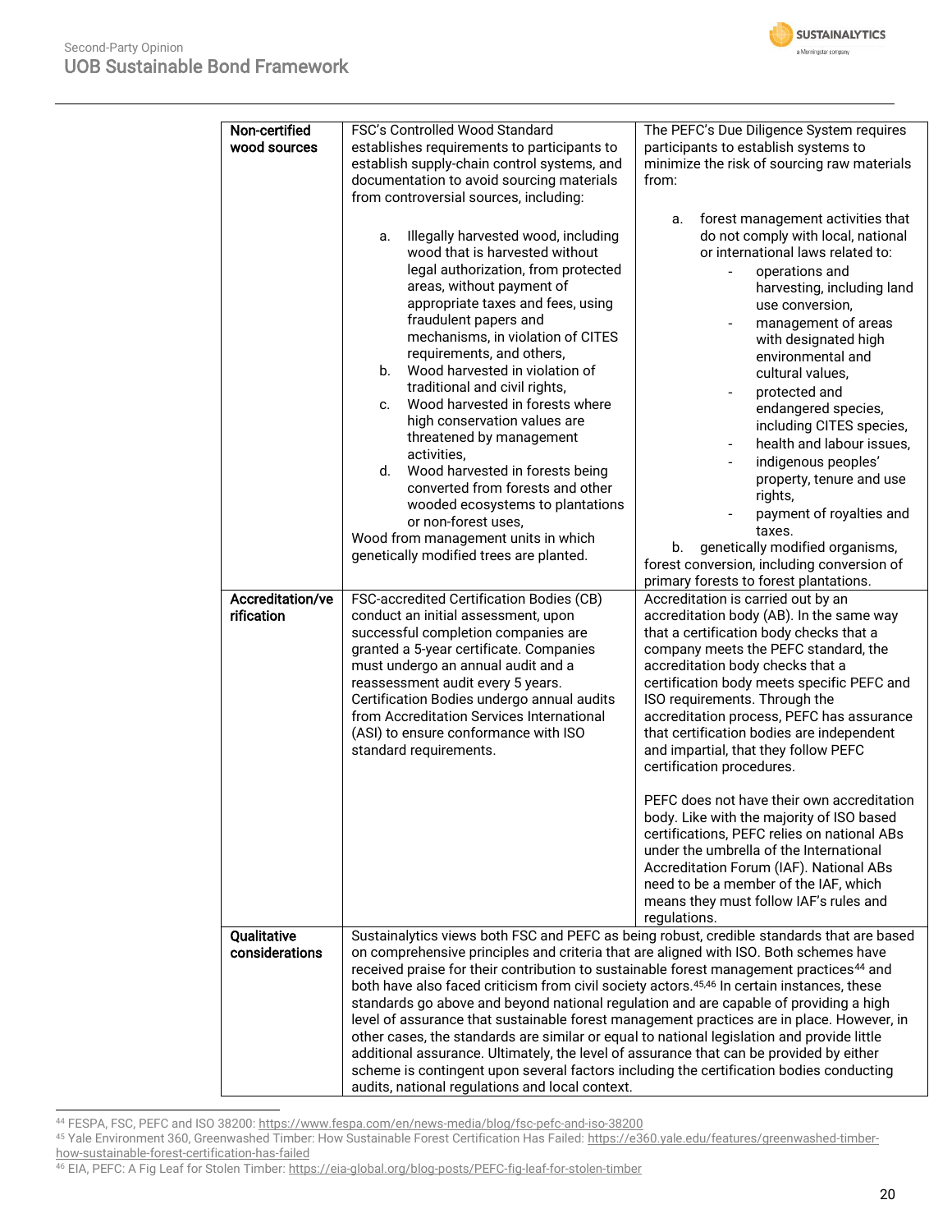| | | |
|---|---|---|
| **Non-certified wood sources** | FSC's Controlled Wood Standard establishes requirements to participants to establish supply-chain control systems, and documentation to avoid sourcing materials from controversial sources, including:<br><br>a. Illegally harvested wood, including wood that is harvested without legal authorization, from protected areas, without payment of appropriate taxes and fees, using fraudulent papers and mechanisms, in violation of CITES requirements, and others,<br>b. Wood harvested in violation of traditional and civil rights,<br>c. Wood harvested in forests where high conservation values are threatened by management activities,<br>d. Wood harvested in forests being converted from forests and other wooded ecosystems to plantations or non-forest uses,<br>Wood from management units in which genetically modified trees are planted. | The PEFC's Due Diligence System requires participants to establish systems to minimize the risk of sourcing raw materials from:<br><br>a. forest management activities that do not comply with local, national or international laws related to:<br>- operations and harvesting, including land use conversion,<br>- management of areas with designated high environmental and cultural values,<br>- protected and endangered species, including CITES species,<br>- health and labour issues,<br>- indigenous peoples' property, tenure and use rights,<br>- payment of royalties and taxes.<br>b. genetically modified organisms,<br>forest conversion, including conversion of primary forests to forest plantations. |
| **Accreditation/verification** | FSC-accredited Certification Bodies (CB) conduct an initial assessment, upon successful completion companies are granted a 5-year certificate. Companies must undergo an annual audit and a reassessment audit every 5 years. Certification Bodies undergo annual audits from Accreditation Services International (ASI) to ensure conformance with ISO standard requirements. | Accreditation is carried out by an accreditation body (AB). In the same way that a certification body checks that a company meets the PEFC standard, the accreditation body checks that a certification body meets specific PEFC and ISO requirements. Through the accreditation process, PEFC has assurance that certification bodies are independent and impartial, that they follow PEFC certification procedures.<br><br>PEFC does not have their own accreditation body. Like with the majority of ISO based certifications, PEFC relies on national ABs under the umbrella of the International Accreditation Forum (IAF). National ABs need to be a member of the IAF, which means they must follow IAF's rules and regulations. |
| **Qualitative considerations** | Sustainalytics views both FSC and PEFC as being robust, credible standards that are based on comprehensive principles and criteria that are aligned with ISO. Both schemes have received praise for their contribution to sustainable forest management practices[44] and both have also faced criticism from civil society actors.[45,46] In certain instances, these standards go above and beyond national regulation and are capable of providing a high level of assurance that sustainable forest management practices are in place. However, in other cases, the standards are similar or equal to national legislation and provide little additional assurance. Ultimately, the level of assurance that can be provided by either scheme is contingent upon several factors including the certification bodies conducting audits, national regulations and local context. | |

[44] FESPA, FSC, PEFC and ISO 38200: https://www.fespa.com/en/news-media/blog/fsc-pefc-and-iso-38200

[45] Yale Environment 360, Greenwashed Timber: How Sustainable Forest Certification Has Failed: https://e360.yale.edu/features/greenwashed-timber-how-sustainable-forest-certification-has-failed

[46] EIA, PEFC: A Fig Leaf for Stolen Timber: https://eia-global.org/blog-posts/PEFC-fig-leaf-for-stolen-timber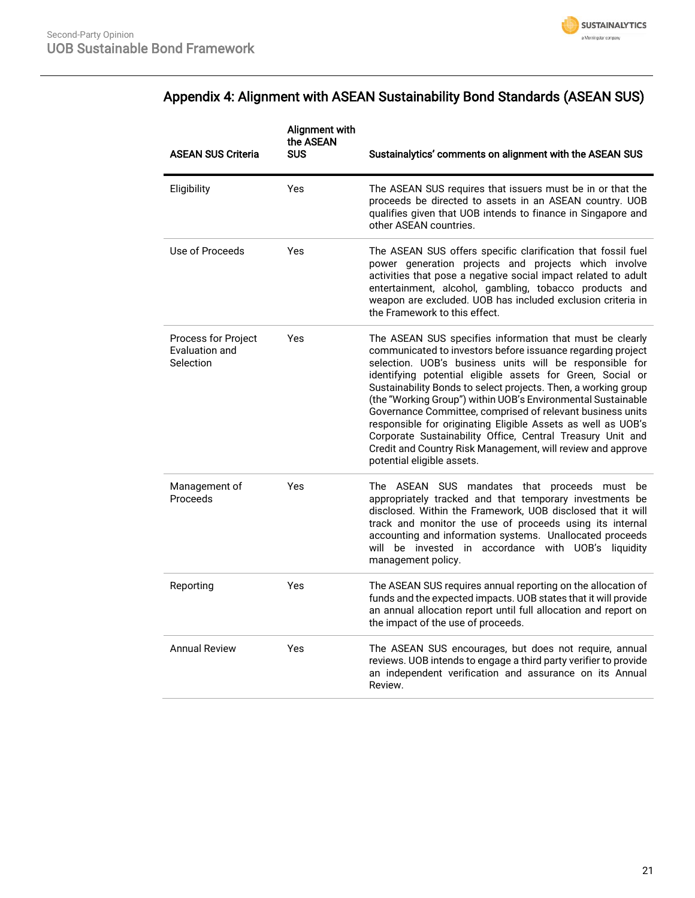## Appendix 4: Alignment with ASEAN Sustainability Bond Standards (ASEAN SUS)

| ASEAN SUS Criteria | Alignment with the ASEAN SUS | Sustainalytics' comments on alignment with the ASEAN SUS |
|---|---|---|
| Eligibility | Yes | The ASEAN SUS requires that issuers must be in or that the proceeds be directed to assets in an ASEAN country. UOB qualifies given that UOB intends to finance in Singapore and other ASEAN countries. |
| Use of Proceeds | Yes | The ASEAN SUS offers specific clarification that fossil fuel power generation projects and projects which involve activities that pose a negative social impact related to adult entertainment, alcohol, gambling, tobacco products and weapon are excluded. UOB has included exclusion criteria in the Framework to this effect. |
| Process for Project Evaluation and Selection | Yes | The ASEAN SUS specifies information that must be clearly communicated to investors before issuance regarding project selection. UOB's business units will be responsible for identifying potential eligible assets for Green, Social or Sustainability Bonds to select projects. Then, a working group (the "Working Group") within UOB's Environmental Sustainable Governance Committee, comprised of relevant business units responsible for originating Eligible Assets as well as UOB's Corporate Sustainability Office, Central Treasury Unit and Credit and Country Risk Management, will review and approve potential eligible assets. |
| Management of Proceeds | Yes | The ASEAN SUS mandates that proceeds must be appropriately tracked and that temporary investments be disclosed. Within the Framework, UOB disclosed that it will track and monitor the use of proceeds using its internal accounting and information systems. Unallocated proceeds will be invested in accordance with UOB's liquidity management policy. |
| Reporting | Yes | The ASEAN SUS requires annual reporting on the allocation of funds and the expected impacts. UOB states that it will provide an annual allocation report until full allocation and report on the impact of the use of proceeds. |
| Annual Review | Yes | The ASEAN SUS encourages, but does not require, annual reviews. UOB intends to engage a third party verifier to provide an independent verification and assurance on its Annual Review. |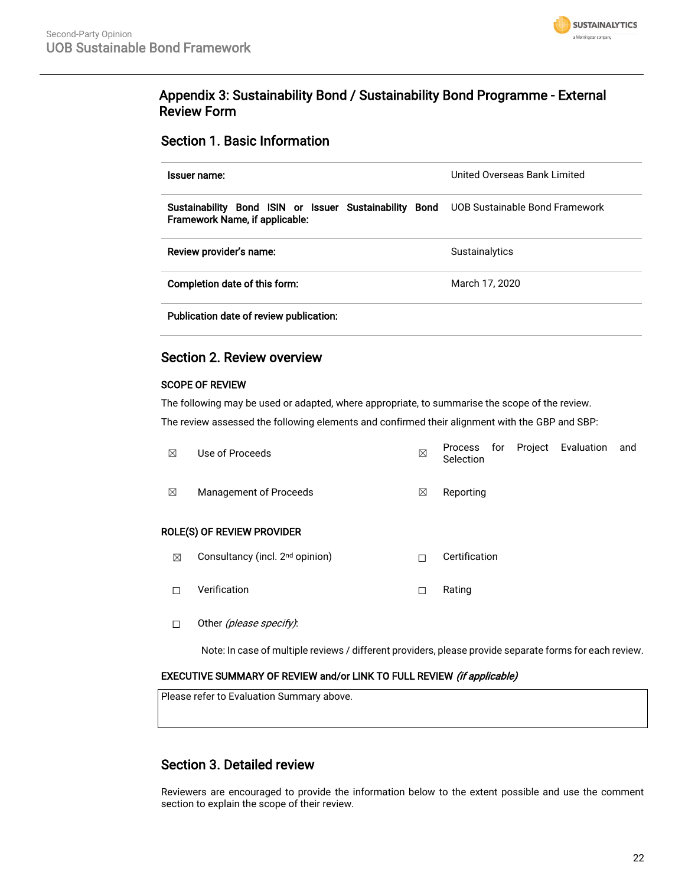## Appendix 3: Sustainability Bond / Sustainability Bond Programme - External Review Form

### Section 1. Basic Information

| | |
|---|---|
| **Issuer name:** | United Overseas Bank Limited |
| **Sustainability Bond ISIN or Issuer Sustainability Bond Framework Name, if applicable:** | UOB Sustainable Bond Framework |
| **Review provider's name:** | Sustainalytics |
| **Completion date of this form:** | March 17, 2020 |
| **Publication date of review publication:** | |

### Section 2. Review overview

**SCOPE OF REVIEW**

The following may be used or adapted, where appropriate, to summarise the scope of the review.

The review assessed the following elements and confirmed their alignment with the GBP and SBP:

| | | | |
|---|---|---|---|
| ☒ | Use of Proceeds | ☒ | Process for Project Evaluation and Selection |
| ☒ | Management of Proceeds | ☒ | Reporting |

**ROLE(S) OF REVIEW PROVIDER**

| | | | |
|---|---|---|---|
| ☒ | Consultancy (incl. 2nd opinion) | ☐ | Certification |
| ☐ | Verification | ☐ | Rating |
| ☐ | Other *(please specify)*: | | |

Note: In case of multiple reviews / different providers, please provide separate forms for each review.

**EXECUTIVE SUMMARY OF REVIEW and/or LINK TO FULL REVIEW *(if applicable)***

Please refer to Evaluation Summary above.

### Section 3. Detailed review

Reviewers are encouraged to provide the information below to the extent possible and use the comment section to explain the scope of their review.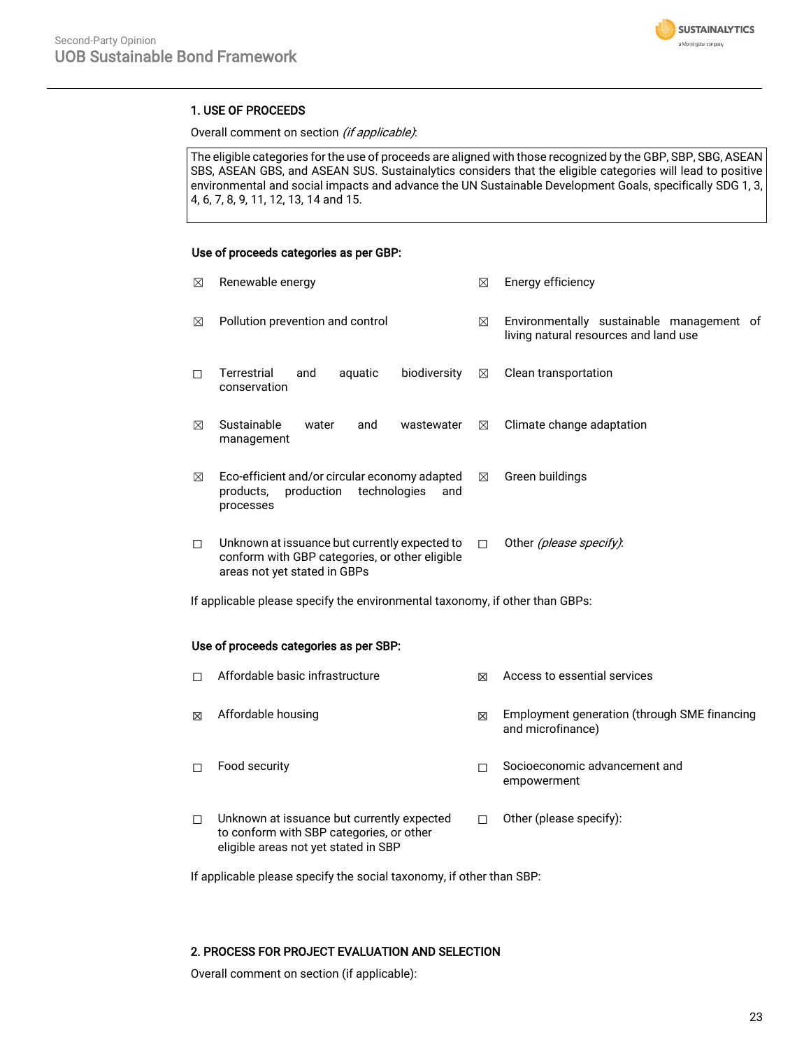## 1. USE OF PROCEEDS

Overall comment on section *(if applicable)*:

| |
|---|
| The eligible categories for the use of proceeds are aligned with those recognized by the GBP, SBP, SBG, ASEAN SBS, ASEAN GBS, and ASEAN SUS. Sustainalytics considers that the eligible categories will lead to positive environmental and social impacts and advance the UN Sustainable Development Goals, specifically SDG 1, 3, 4, 6, 7, 8, 9, 11, 12, 13, 14 and 15. |

**Use of proceeds categories as per GBP:**

| | | | |
|---|---|---|---|
| ☒ | Renewable energy | ☒ | Energy efficiency |
| ☒ | Pollution prevention and control | ☒ | Environmentally sustainable management of living natural resources and land use |
| ☐ | Terrestrial and aquatic biodiversity conservation | ☒ | Clean transportation |
| ☒ | Sustainable water and wastewater management | ☒ | Climate change adaptation |
| ☒ | Eco-efficient and/or circular economy adapted products, production technologies and processes | ☒ | Green buildings |
| ☐ | Unknown at issuance but currently expected to conform with GBP categories, or other eligible areas not yet stated in GBPs | ☐ | Other *(please specify)*: |

If applicable please specify the environmental taxonomy, if other than GBPs:

**Use of proceeds categories as per SBP:**

| | | | |
|---|---|---|---|
| ☐ | Affordable basic infrastructure | ☒ | Access to essential services |
| ☒ | Affordable housing | ☒ | Employment generation (through SME financing and microfinance) |
| ☐ | Food security | ☐ | Socioeconomic advancement and empowerment |
| ☐ | Unknown at issuance but currently expected to conform with SBP categories, or other eligible areas not yet stated in SBP | ☐ | Other (please specify): |

If applicable please specify the social taxonomy, if other than SBP:

## 2. PROCESS FOR PROJECT EVALUATION AND SELECTION

Overall comment on section (if applicable):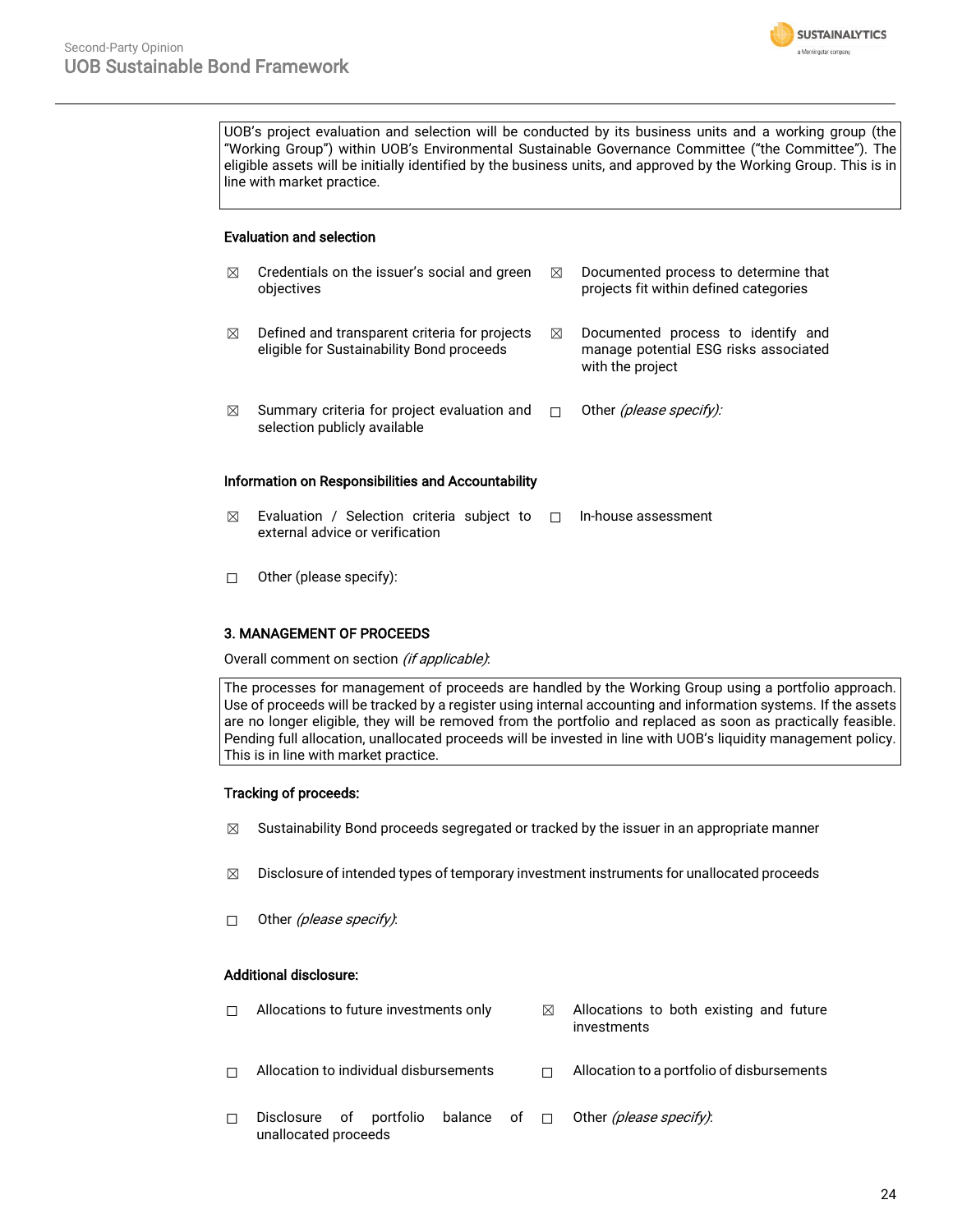UOB's project evaluation and selection will be conducted by its business units and a working group (the "Working Group") within UOB's Environmental Sustainable Governance Committee ("the Committee"). The eligible assets will be initially identified by the business units, and approved by the Working Group. This is in line with market practice.

**Evaluation and selection**

- ☒ Credentials on the issuer's social and green objectives
- ☒ Documented process to determine that projects fit within defined categories
- ☒ Defined and transparent criteria for projects eligible for Sustainability Bond proceeds
- ☒ Documented process to identify and manage potential ESG risks associated with the project
- ☒ Summary criteria for project evaluation and selection publicly available
- ☐ Other *(please specify)*:

**Information on Responsibilities and Accountability**

- ☒ Evaluation / Selection criteria subject to external advice or verification
- ☐ In-house assessment
- ☐ Other (please specify):

**3. MANAGEMENT OF PROCEEDS**

Overall comment on section *(if applicable)*:

The processes for management of proceeds are handled by the Working Group using a portfolio approach. Use of proceeds will be tracked by a register using internal accounting and information systems. If the assets are no longer eligible, they will be removed from the portfolio and replaced as soon as practically feasible. Pending full allocation, unallocated proceeds will be invested in line with UOB's liquidity management policy. This is in line with market practice.

**Tracking of proceeds:**

- ☒ Sustainability Bond proceeds segregated or tracked by the issuer in an appropriate manner
- ☒ Disclosure of intended types of temporary investment instruments for unallocated proceeds
- ☐ Other *(please specify)*:

**Additional disclosure:**

- ☐ Allocations to future investments only
- ☒ Allocations to both existing and future investments
- ☐ Allocation to individual disbursements
- ☐ Allocation to a portfolio of disbursements
- ☐ Disclosure of portfolio balance of unallocated proceeds
- ☐ Other *(please specify)*: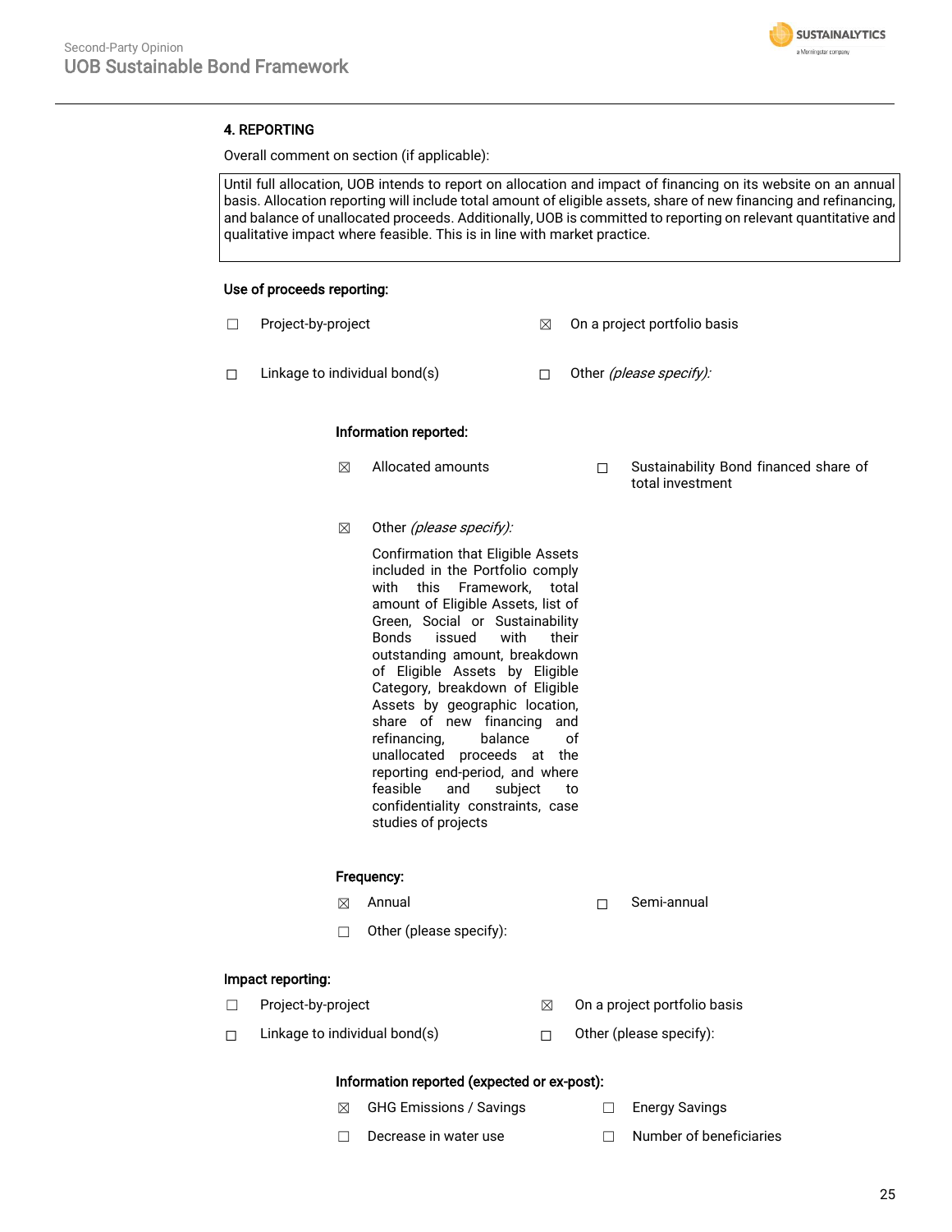## 4. REPORTING

Overall comment on section (if applicable):

Until full allocation, UOB intends to report on allocation and impact of financing on its website on an annual basis. Allocation reporting will include total amount of eligible assets, share of new financing and refinancing, and balance of unallocated proceeds. Additionally, UOB is committed to reporting on relevant quantitative and qualitative impact where feasible. This is in line with market practice.

**Use of proceeds reporting:**

☐ Project-by-project

☒ On a project portfolio basis

☐ Linkage to individual bond(s)

☐ Other *(please specify):*

**Information reported:**

☒ Allocated amounts

☐ Sustainability Bond financed share of total investment

☒ Other *(please specify):*

Confirmation that Eligible Assets included in the Portfolio comply with this Framework, total amount of Eligible Assets, list of Green, Social or Sustainability Bonds issued with their outstanding amount, breakdown of Eligible Assets by Eligible Category, breakdown of Eligible Assets by geographic location, share of new financing and refinancing, balance of unallocated proceeds at the reporting end-period, and where feasible and subject to confidentiality constraints, case studies of projects

**Frequency:**

☒ Annual

☐ Semi-annual

☐ Other (please specify):

**Impact reporting:**

☐ Project-by-project

☒ On a project portfolio basis

☐ Linkage to individual bond(s)

☐ Other (please specify):

**Information reported (expected or ex-post):**

☒ GHG Emissions / Savings

☐ Energy Savings

☐ Decrease in water use

☐ Number of beneficiaries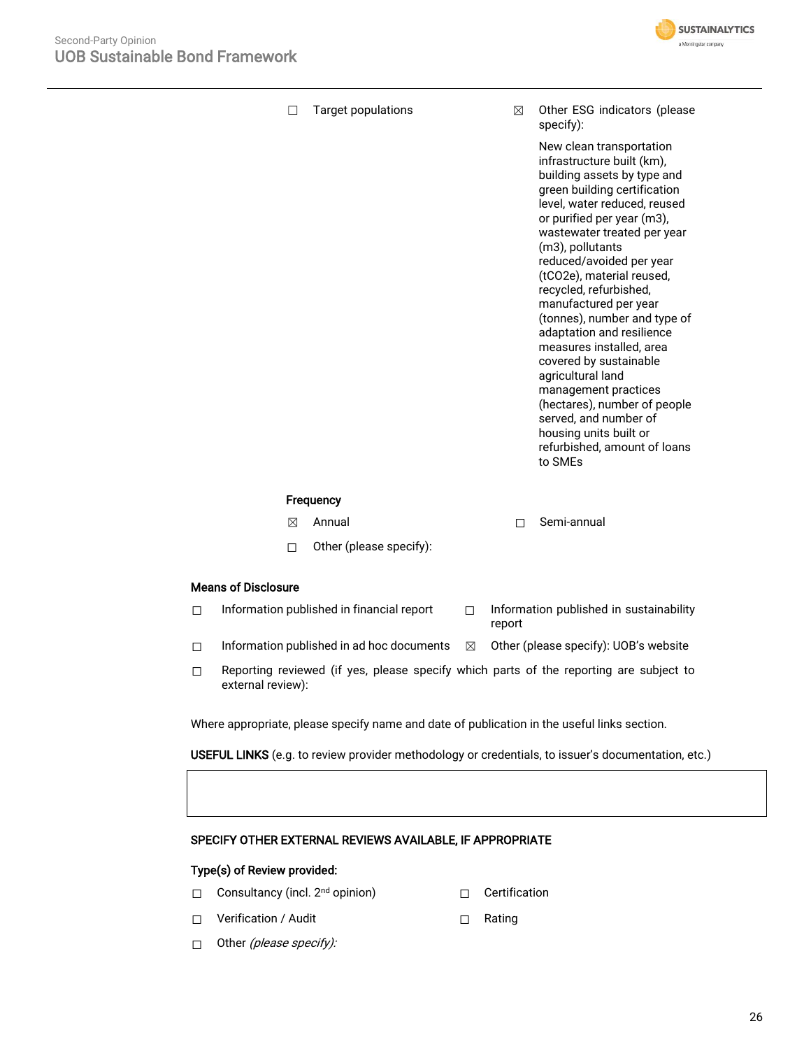☐ Target populations

☒ Other ESG indicators (please specify):

New clean transportation infrastructure built (km), building assets by type and green building certification level, water reduced, reused or purified per year (m3), wastewater treated per year (m3), pollutants reduced/avoided per year (tCO2e), material reused, recycled, refurbished, manufactured per year (tonnes), number and type of adaptation and resilience measures installed, area covered by sustainable agricultural land management practices (hectares), number of people served, and number of housing units built or refurbished, amount of loans to SMEs

**Frequency**

☒ Annual

☐ Semi-annual

☐ Other (please specify):

**Means of Disclosure**

☐ Information published in financial report

☐ Information published in sustainability report

☐ Information published in ad hoc documents

☒ Other (please specify): UOB's website

☐ Reporting reviewed (if yes, please specify which parts of the reporting are subject to external review):

Where appropriate, please specify name and date of publication in the useful links section.

**USEFUL LINKS** (e.g. to review provider methodology or credentials, to issuer's documentation, etc.)

| |
|---|
| |

**SPECIFY OTHER EXTERNAL REVIEWS AVAILABLE, IF APPROPRIATE**

**Type(s) of Review provided:**

☐ Consultancy (incl. 2nd opinion)

☐ Certification

☐ Verification / Audit

☐ Rating

☐ Other *(please specify):*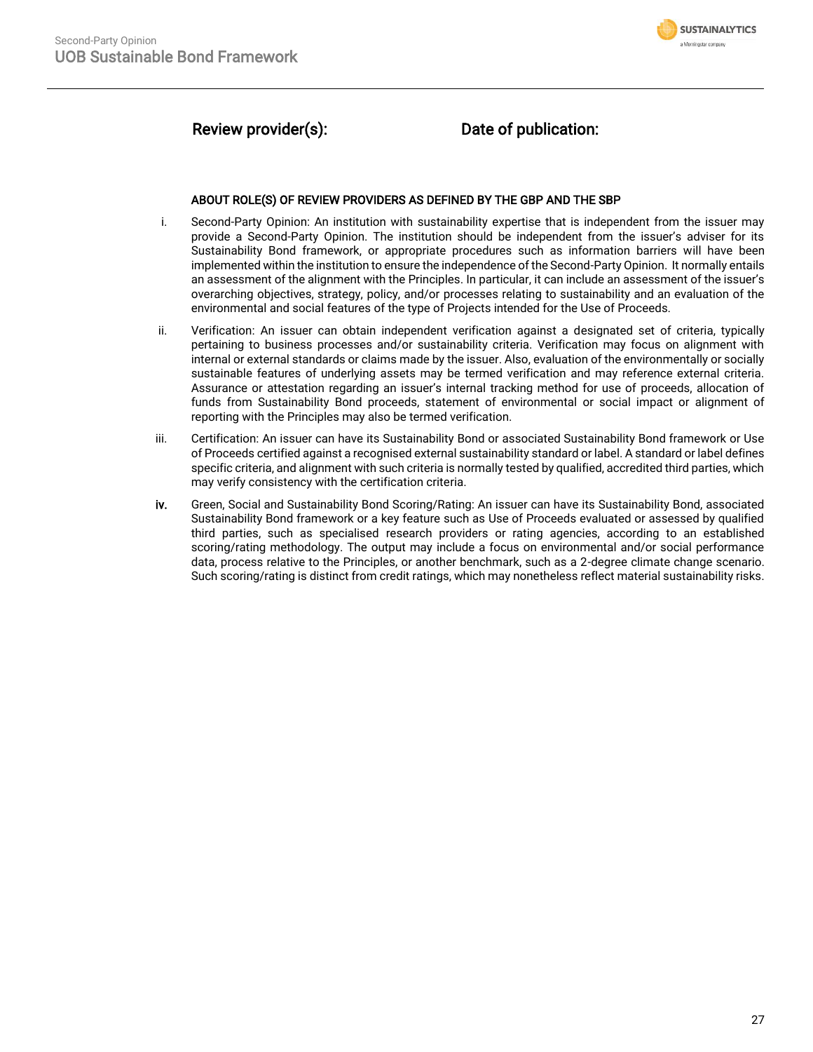| Review provider(s): | Date of publication: |
|---|---|
| | |

**ABOUT ROLE(S) OF REVIEW PROVIDERS AS DEFINED BY THE GBP AND THE SBP**

i. Second-Party Opinion: An institution with sustainability expertise that is independent from the issuer may provide a Second-Party Opinion. The institution should be independent from the issuer's adviser for its Sustainability Bond framework, or appropriate procedures such as information barriers will have been implemented within the institution to ensure the independence of the Second-Party Opinion. It normally entails an assessment of the alignment with the Principles. In particular, it can include an assessment of the issuer's overarching objectives, strategy, policy, and/or processes relating to sustainability and an evaluation of the environmental and social features of the type of Projects intended for the Use of Proceeds.

ii. Verification: An issuer can obtain independent verification against a designated set of criteria, typically pertaining to business processes and/or sustainability criteria. Verification may focus on alignment with internal or external standards or claims made by the issuer. Also, evaluation of the environmentally or socially sustainable features of underlying assets may be termed verification and may reference external criteria. Assurance or attestation regarding an issuer's internal tracking method for use of proceeds, allocation of funds from Sustainability Bond proceeds, statement of environmental or social impact or alignment of reporting with the Principles may also be termed verification.

iii. Certification: An issuer can have its Sustainability Bond or associated Sustainability Bond framework or Use of Proceeds certified against a recognised external sustainability standard or label. A standard or label defines specific criteria, and alignment with such criteria is normally tested by qualified, accredited third parties, which may verify consistency with the certification criteria.

iv. Green, Social and Sustainability Bond Scoring/Rating: An issuer can have its Sustainability Bond, associated Sustainability Bond framework or a key feature such as Use of Proceeds evaluated or assessed by qualified third parties, such as specialised research providers or rating agencies, according to an established scoring/rating methodology. The output may include a focus on environmental and/or social performance data, process relative to the Principles, or another benchmark, such as a 2-degree climate change scenario. Such scoring/rating is distinct from credit ratings, which may nonetheless reflect material sustainability risks.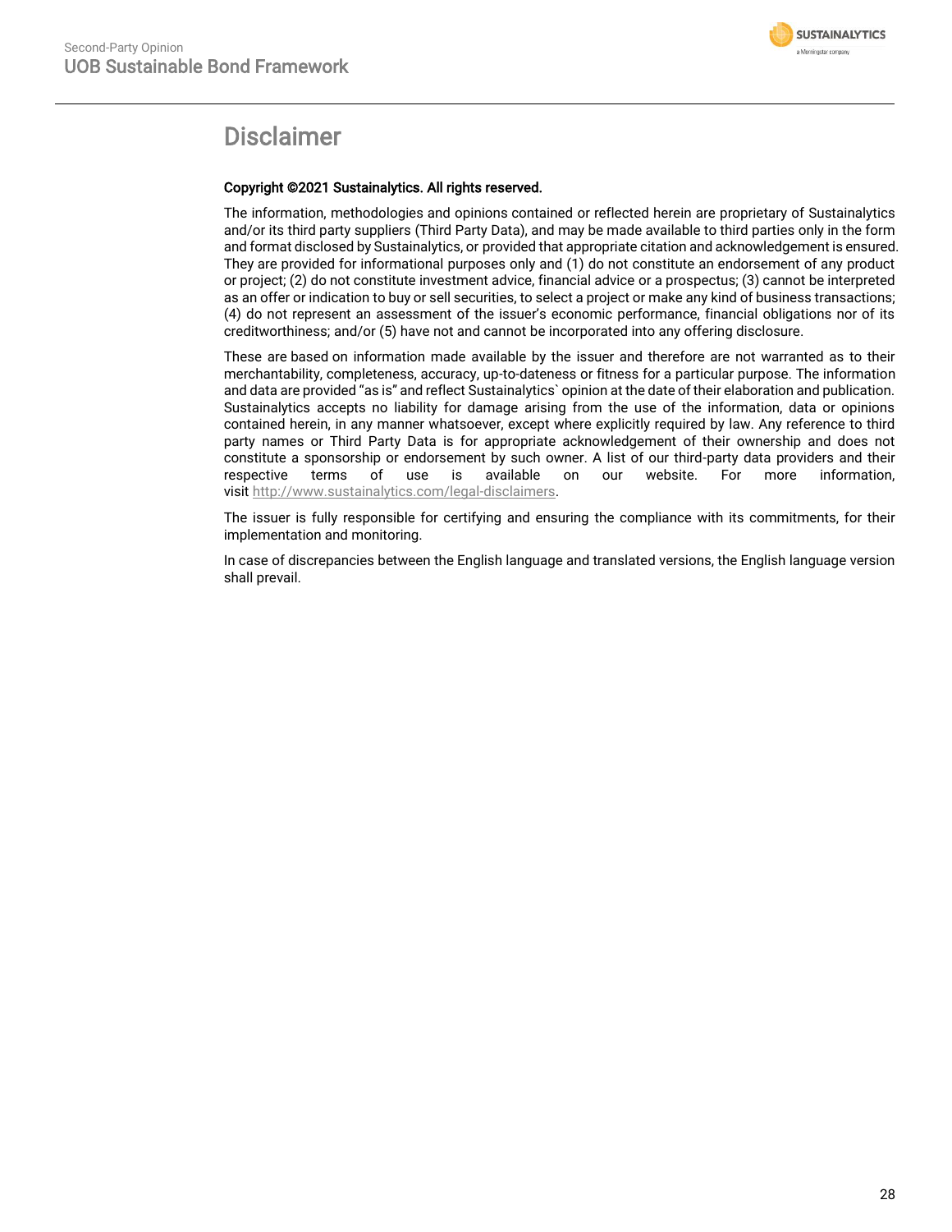# Disclaimer

**Copyright ©2021 Sustainalytics. All rights reserved.**

The information, methodologies and opinions contained or reflected herein are proprietary of Sustainalytics and/or its third party suppliers (Third Party Data), and may be made available to third parties only in the form and format disclosed by Sustainalytics, or provided that appropriate citation and acknowledgement is ensured. They are provided for informational purposes only and (1) do not constitute an endorsement of any product or project; (2) do not constitute investment advice, financial advice or a prospectus; (3) cannot be interpreted as an offer or indication to buy or sell securities, to select a project or make any kind of business transactions; (4) do not represent an assessment of the issuer's economic performance, financial obligations nor of its creditworthiness; and/or (5) have not and cannot be incorporated into any offering disclosure.

These are based on information made available by the issuer and therefore are not warranted as to their merchantability, completeness, accuracy, up-to-dateness or fitness for a particular purpose. The information and data are provided "as is" and reflect Sustainalytics` opinion at the date of their elaboration and publication. Sustainalytics accepts no liability for damage arising from the use of the information, data or opinions contained herein, in any manner whatsoever, except where explicitly required by law. Any reference to third party names or Third Party Data is for appropriate acknowledgement of their ownership and does not constitute a sponsorship or endorsement by such owner. A list of our third-party data providers and their respective terms of use is available on our website. For more information, visit http://www.sustainalytics.com/legal-disclaimers.

The issuer is fully responsible for certifying and ensuring the compliance with its commitments, for their implementation and monitoring.

In case of discrepancies between the English language and translated versions, the English language version shall prevail.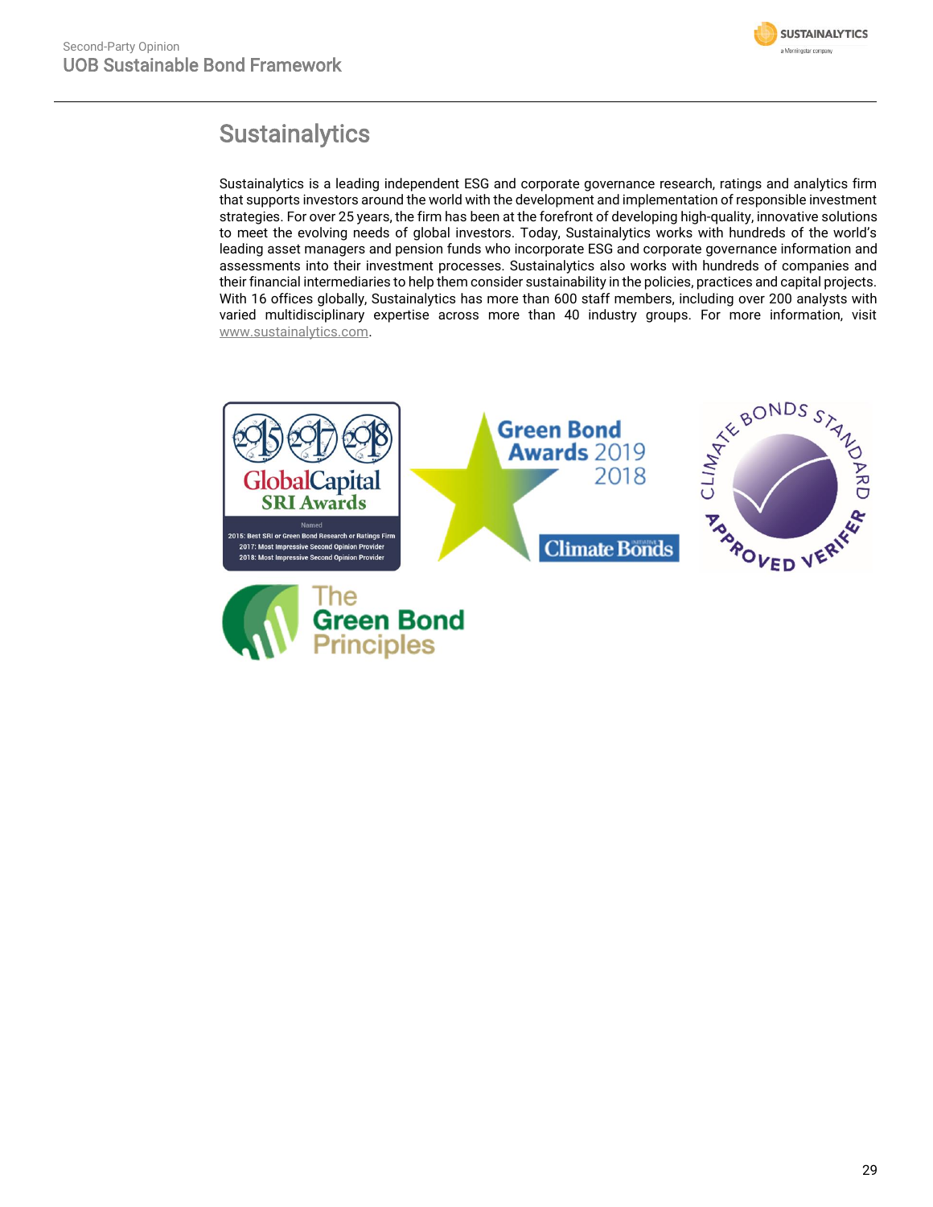# Sustainalytics

Sustainalytics is a leading independent ESG and corporate governance research, ratings and analytics firm that supports investors around the world with the development and implementation of responsible investment strategies. For over 25 years, the firm has been at the forefront of developing high-quality, innovative solutions to meet the evolving needs of global investors. Today, Sustainalytics works with hundreds of the world's leading asset managers and pension funds who incorporate ESG and corporate governance information and assessments into their investment processes. Sustainalytics also works with hundreds of companies and their financial intermediaries to help them consider sustainability in the policies, practices and capital projects. With 16 offices globally, Sustainalytics has more than 600 staff members, including over 200 analysts with varied multidisciplinary expertise across more than 40 industry groups. For more information, visit www.sustainalytics.com.

GlobalCapital SRI Awards

Named

2015: Best SRI or Green Bond Research or Ratings Firm

2017: Most Impressive Second Opinion Provider

2018: Most Impressive Second Opinion Provider

Green Bond Awards 2019 2018

Climate Bonds Initiative

Climate Bonds Standard Approved Verifier

The Green Bond Principles